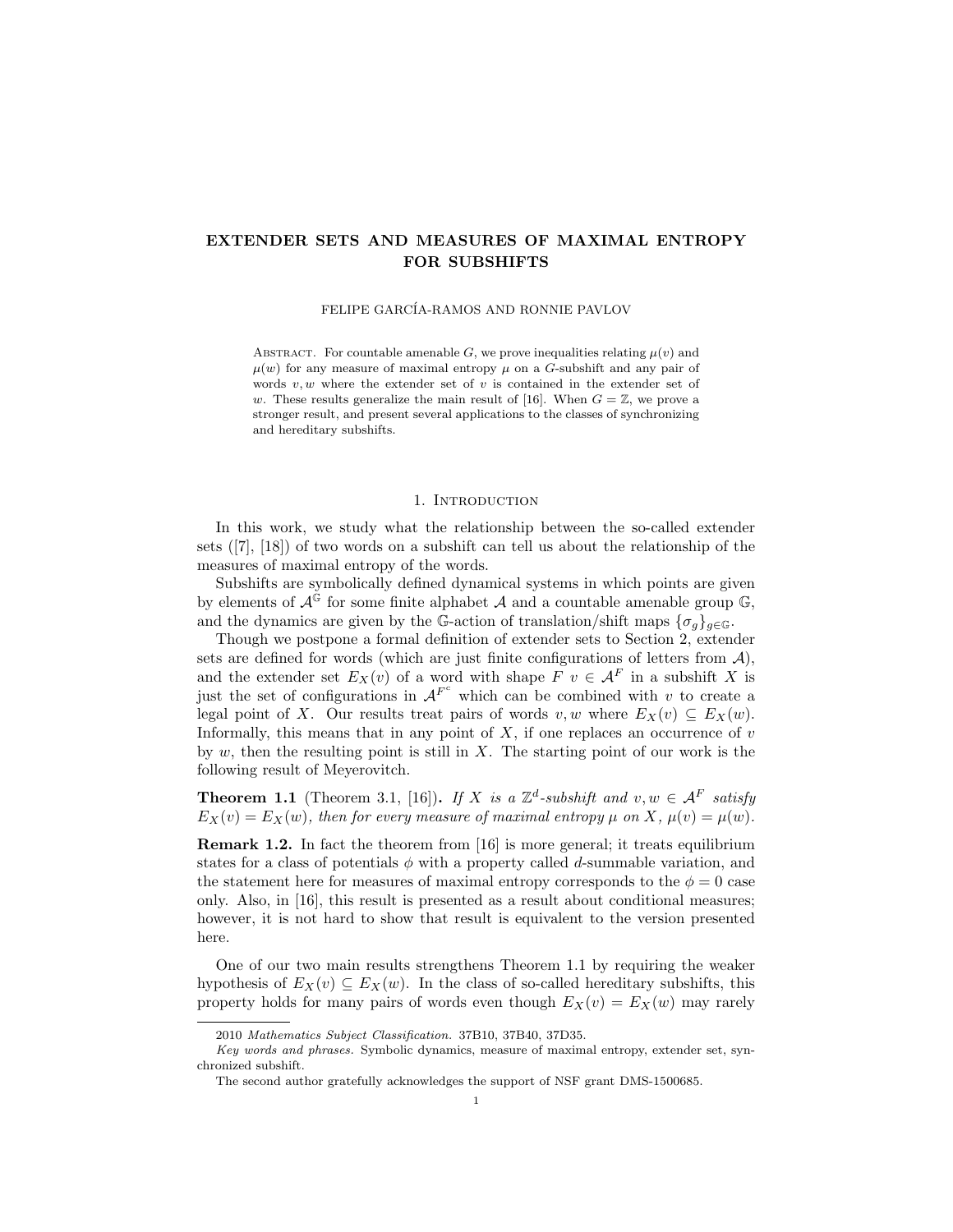# EXTENDER SETS AND MEASURES OF MAXIMAL ENTROPY FOR SUBSHIFTS

FELIPE GARCÍA-RAMOS AND RONNIE PAVLOV

Abstract. For countable amenable $G$, we prove inequalities relating $\mu(v)$ and $\mu(w)$ for any measure of maximal entropy $\mu$ on a $G$-subshift and any pair of words $v, w$ where the extender set of $v$ is contained in the extender set of $w$. These results generalize the main result of [16]. When $G = \mathbb{Z}$, we prove a stronger result, and present several applications to the classes of synchronizing and hereditary subshifts.

## 1. Introduction

In this work, we study what the relationship between the so-called extender sets ([7], [18]) of two words on a subshift can tell us about the relationship of the measures of maximal entropy of the words.

Subshifts are symbolically defined dynamical systems in which points are given by elements of $\mathcal{A}^{\mathbb{G}}$ for some finite alphabet $\mathcal{A}$ and a countable amenable group $\mathbb{G}$, and the dynamics are given by the $\mathbb{G}$-action of translation/shift maps $\{\sigma_g\}_{g \in \mathbb{G}}$.

Though we postpone a formal definition of extender sets to Section 2, extender sets are defined for words (which are just finite configurations of letters from $\mathcal{A}$), and the extender set $E_X(v)$ of a word with shape $F$ $v \in \mathcal{A}^F$ in a subshift $X$ is just the set of configurations in $\mathcal{A}^{F^c}$ which can be combined with $v$ to create a legal point of $X$. Our results treat pairs of words $v, w$ where $E_X(v) \subseteq E_X(w)$. Informally, this means that in any point of $X$, if one replaces an occurrence of $v$ by $w$, then the resulting point is still in $X$. The starting point of our work is the following result of Meyerovitch.

**Theorem 1.1** (Theorem 3.1, [16]). *If $X$ is a $\mathbb{Z}^d$-subshift and $v, w \in \mathcal{A}^F$ satisfy $E_X(v) = E_X(w)$, then for every measure of maximal entropy $\mu$ on $X$, $\mu(v) = \mu(w)$.*

**Remark 1.2.** In fact the theorem from [16] is more general; it treats equilibrium states for a class of potentials $\phi$ with a property called $d$-summable variation, and the statement here for measures of maximal entropy corresponds to the $\phi = 0$ case only. Also, in [16], this result is presented as a result about conditional measures; however, it is not hard to show that result is equivalent to the version presented here.

One of our two main results strengthens Theorem 1.1 by requiring the weaker hypothesis of $E_X(v) \subseteq E_X(w)$. In the class of so-called hereditary subshifts, this property holds for many pairs of words even though $E_X(v) = E_X(w)$ may rarely

---

2010 *Mathematics Subject Classification.* 37B10, 37B40, 37D35.

*Key words and phrases.* Symbolic dynamics, measure of maximal entropy, extender set, synchronized subshift.

The second author gratefully acknowledges the support of NSF grant DMS-1500685.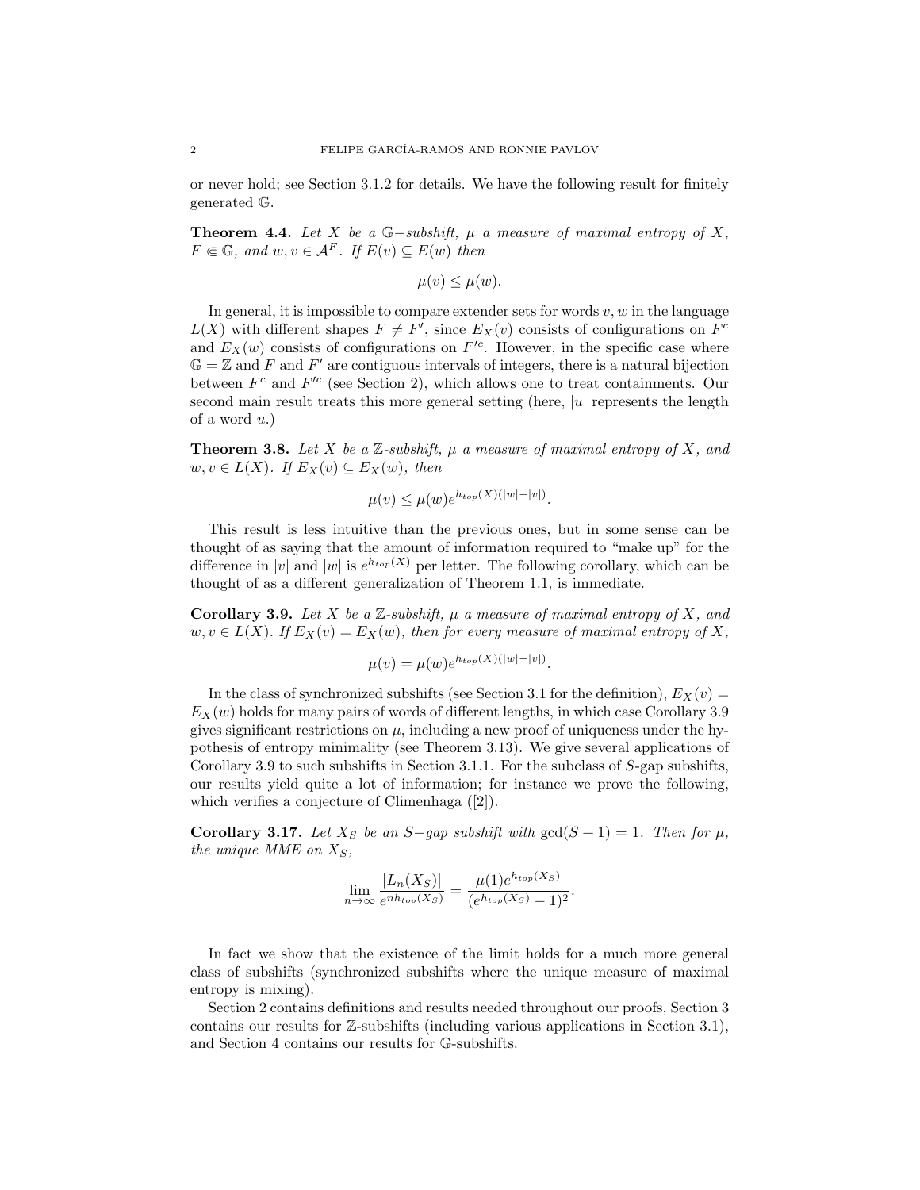or never hold; see Section 3.1.2 for details. We have the following result for finitely generated $\mathbb{G}$.

**Theorem 4.4.** *Let $X$ be a $\mathbb{G}-$subshift, $\mu$ a measure of maximal entropy of $X$, $F \Subset \mathbb{G}$, and $w, v \in \mathcal{A}^F$. If $E(v) \subseteq E(w)$ then*

$$\mu(v) \leq \mu(w).$$

In general, it is impossible to compare extender sets for words $v, w$ in the language $L(X)$ with different shapes $F \neq F'$, since $E_X(v)$ consists of configurations on $F^c$ and $E_X(w)$ consists of configurations on $F'^c$. However, in the specific case where $\mathbb{G} = \mathbb{Z}$ and $F$ and $F'$ are contiguous intervals of integers, there is a natural bijection between $F^c$ and $F'^c$ (see Section 2), which allows one to treat containments. Our second main result treats this more general setting (here, $|u|$ represents the length of a word $u$.)

**Theorem 3.8.** *Let $X$ be a $\mathbb{Z}$-subshift, $\mu$ a measure of maximal entropy of $X$, and $w, v \in L(X)$. If $E_X(v) \subseteq E_X(w)$, then*

$$\mu(v) \leq \mu(w)e^{h_{top}(X)(|w|-|v|)}.$$

This result is less intuitive than the previous ones, but in some sense can be thought of as saying that the amount of information required to "make up" for the difference in $|v|$ and $|w|$ is $e^{h_{top}(X)}$ per letter. The following corollary, which can be thought of as a different generalization of Theorem 1.1, is immediate.

**Corollary 3.9.** *Let $X$ be a $\mathbb{Z}$-subshift, $\mu$ a measure of maximal entropy of $X$, and $w, v \in L(X)$. If $E_X(v) = E_X(w)$, then for every measure of maximal entropy of $X$,*

$$\mu(v) = \mu(w)e^{h_{top}(X)(|w|-|v|)}.$$

In the class of synchronized subshifts (see Section 3.1 for the definition), $E_X(v) = E_X(w)$ holds for many pairs of words of different lengths, in which case Corollary 3.9 gives significant restrictions on $\mu$, including a new proof of uniqueness under the hypothesis of entropy minimality (see Theorem 3.13). We give several applications of Corollary 3.9 to such subshifts in Section 3.1.1. For the subclass of $S$-gap subshifts, our results yield quite a lot of information; for instance we prove the following, which verifies a conjecture of Climenhaga ([2]).

**Corollary 3.17.** *Let $X_S$ be an $S-$gap subshift with $\gcd(S+1) = 1$. Then for $\mu$, the unique MME on $X_S$,*

$$\lim_{n\to\infty} \frac{|L_n(X_S)|}{e^{nh_{top}(X_S)}} = \frac{\mu(1)e^{h_{top}(X_S)}}{(e^{h_{top}(X_S)}-1)^2}.$$

In fact we show that the existence of the limit holds for a much more general class of subshifts (synchronized subshifts where the unique measure of maximal entropy is mixing).

Section 2 contains definitions and results needed throughout our proofs, Section 3 contains our results for $\mathbb{Z}$-subshifts (including various applications in Section 3.1), and Section 4 contains our results for $\mathbb{G}$-subshifts.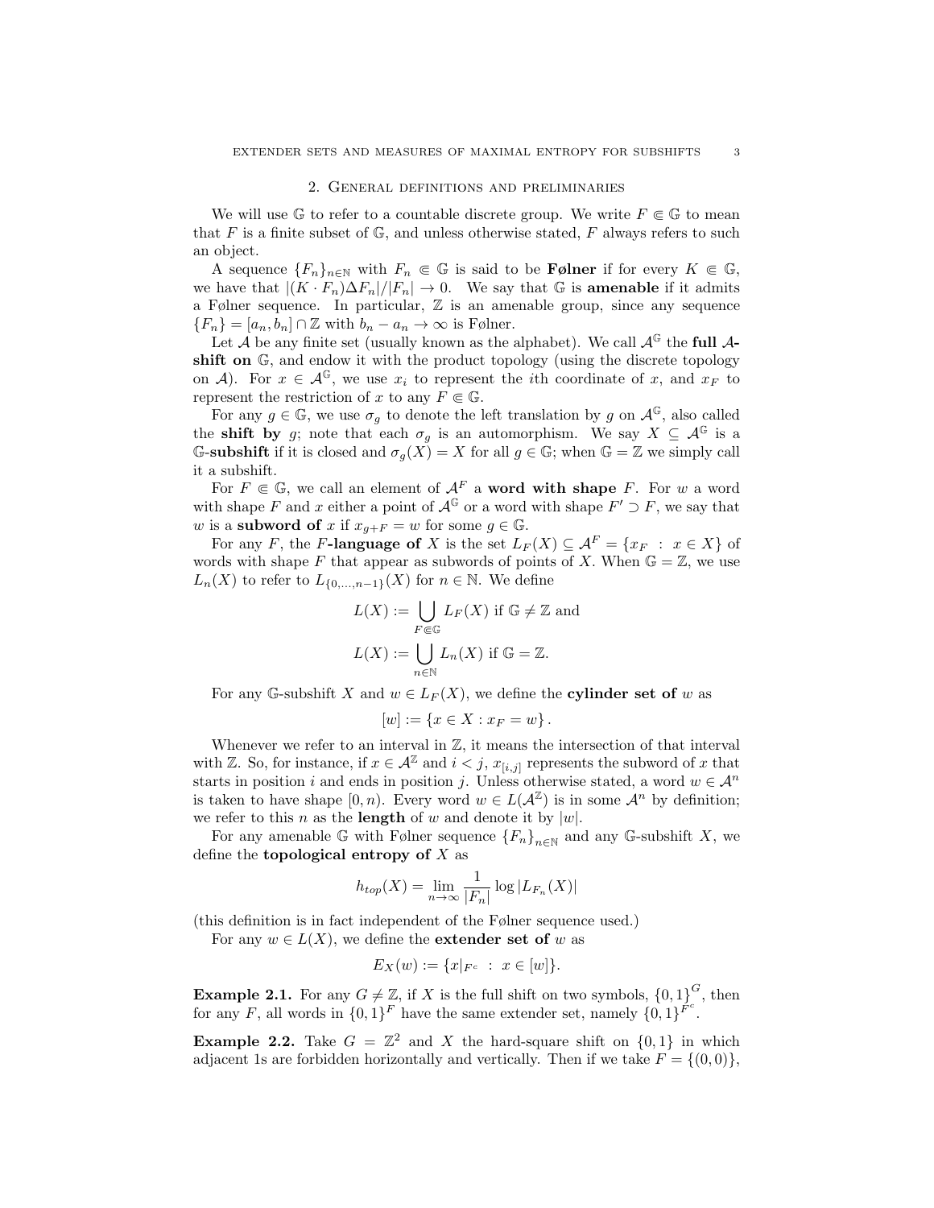## 2. General definitions and preliminaries

We will use $\mathbb{G}$ to refer to a countable discrete group. We write $F \Subset \mathbb{G}$ to mean that $F$ is a finite subset of $\mathbb{G}$, and unless otherwise stated, $F$ always refers to such an object.

A sequence $\{F_n\}_{n\in\mathbb{N}}$ with $F_n \Subset \mathbb{G}$ is said to be **Følner** if for every $K \Subset \mathbb{G}$, we have that $|(K \cdot F_n)\Delta F_n|/|F_n| \to 0$. We say that $\mathbb{G}$ is **amenable** if it admits a Følner sequence. In particular, $\mathbb{Z}$ is an amenable group, since any sequence $\{F_n\} = [a_n, b_n] \cap \mathbb{Z}$ with $b_n - a_n \to \infty$ is Følner.

Let $\mathcal{A}$ be any finite set (usually known as the alphabet). We call $\mathcal{A}^{\mathbb{G}}$ the **full $\mathcal{A}$-shift on** $\mathbb{G}$, and endow it with the product topology (using the discrete topology on $\mathcal{A}$). For $x \in \mathcal{A}^{\mathbb{G}}$, we use $x_i$ to represent the $i$th coordinate of $x$, and $x_F$ to represent the restriction of $x$ to any $F \Subset \mathbb{G}$.

For any $g \in \mathbb{G}$, we use $\sigma_g$ to denote the left translation by $g$ on $\mathcal{A}^{\mathbb{G}}$, also called the **shift by** $g$; note that each $\sigma_g$ is an automorphism. We say $X \subseteq \mathcal{A}^{\mathbb{G}}$ is a $\mathbb{G}$-**subshift** if it is closed and $\sigma_g(X) = X$ for all $g \in \mathbb{G}$; when $\mathbb{G} = \mathbb{Z}$ we simply call it a subshift.

For $F \Subset \mathbb{G}$, we call an element of $\mathcal{A}^F$ a **word with shape** $F$. For $w$ a word with shape $F$ and $x$ either a point of $\mathcal{A}^{\mathbb{G}}$ or a word with shape $F' \supset F$, we say that $w$ is a **subword** of $x$ if $x_{g+F} = w$ for some $g \in \mathbb{G}$.

For any $F$, the $F$**-language of** $X$ is the set $L_F(X) \subseteq \mathcal{A}^F = \{x_F \ : \ x \in X\}$ of words with shape $F$ that appear as subwords of points of $X$. When $\mathbb{G} = \mathbb{Z}$, we use $L_n(X)$ to refer to $L_{\{0,\dots,n-1\}}(X)$ for $n \in \mathbb{N}$. We define

$$L(X) := \bigcup_{F \Subset \mathbb{G}} L_F(X) \text{ if } \mathbb{G} \neq \mathbb{Z} \text{ and}$$

$$L(X) := \bigcup_{n \in \mathbb{N}} L_n(X) \text{ if } \mathbb{G} = \mathbb{Z}.$$

For any $\mathbb{G}$-subshift $X$ and $w \in L_F(X)$, we define the **cylinder set of** $w$ as

$$[w] := \{x \in X : x_F = w\}.$$

Whenever we refer to an interval in $\mathbb{Z}$, it means the intersection of that interval with $\mathbb{Z}$. So, for instance, if $x \in \mathcal{A}^{\mathbb{Z}}$ and $i < j$, $x_{[i,j]}$ represents the subword of $x$ that starts in position $i$ and ends in position $j$. Unless otherwise stated, a word $w \in \mathcal{A}^n$ is taken to have shape $[0, n)$. Every word $w \in L(\mathcal{A}^{\mathbb{Z}})$ is in some $\mathcal{A}^n$ by definition; we refer to this $n$ as the **length** of $w$ and denote it by $|w|$.

For any amenable $\mathbb{G}$ with Følner sequence $\{F_n\}_{n\in\mathbb{N}}$ and any $\mathbb{G}$-subshift $X$, we define the **topological entropy of** $X$ as

$$h_{top}(X) = \lim_{n\to\infty} \frac{1}{|F_n|} \log |L_{F_n}(X)|$$

(this definition is in fact independent of the Følner sequence used.)

For any $w \in L(X)$, we define the **extender set of** $w$ as

$$E_X(w) := \{x|_{F^c} \ : \ x \in [w]\}.$$

**Example 2.1.** For any $G \neq \mathbb{Z}$, if $X$ is the full shift on two symbols, $\{0,1\}^G$, then for any $F$, all words in $\{0,1\}^F$ have the same extender set, namely $\{0,1\}^{F^c}$.

**Example 2.2.** Take $G = \mathbb{Z}^2$ and $X$ the hard-square shift on $\{0,1\}$ in which adjacent 1s are forbidden horizontally and vertically. Then if we take $F = \{(0,0)\}$,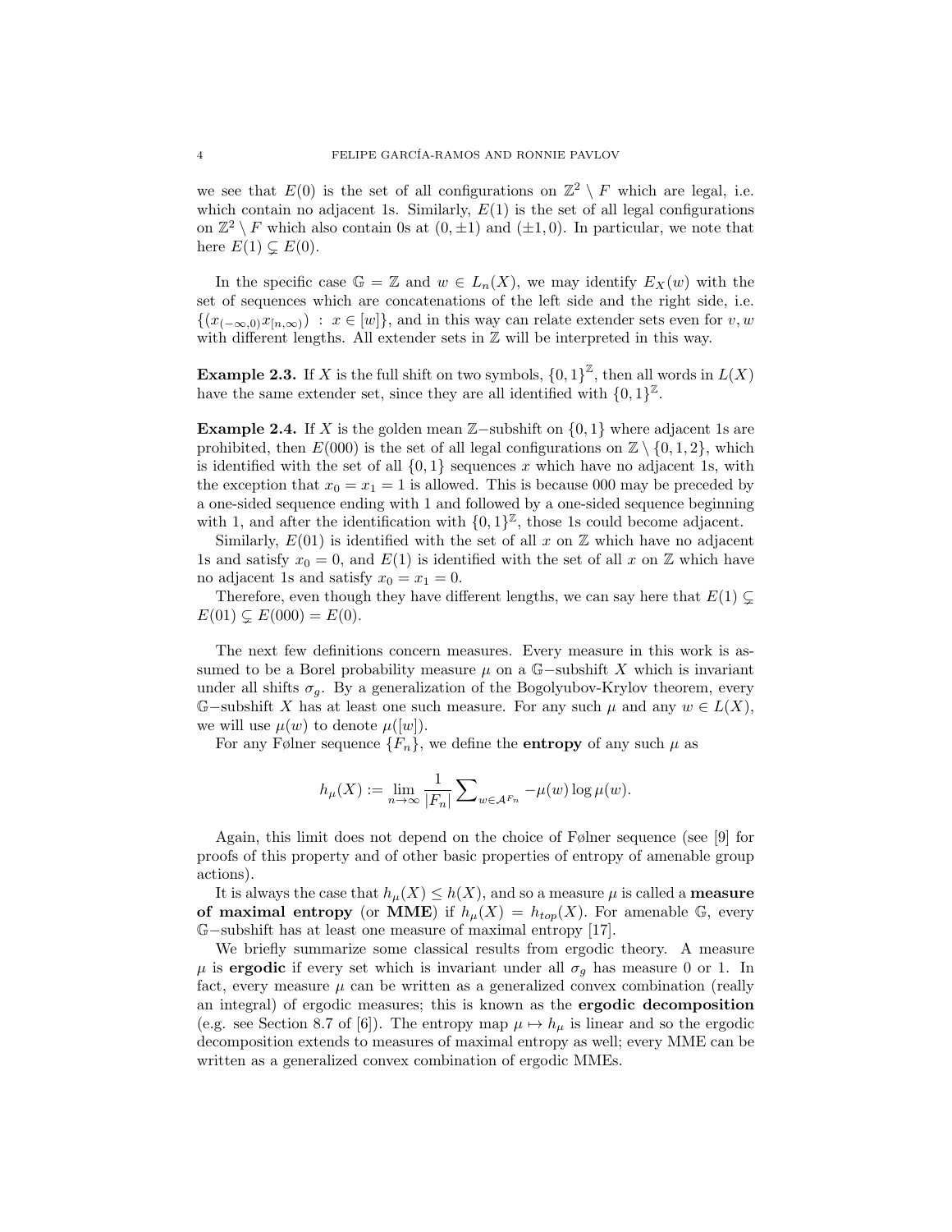we see that $E(0)$ is the set of all configurations on $\mathbb{Z}^2 \setminus F$ which are legal, i.e. which contain no adjacent 1s. Similarly, $E(1)$ is the set of all legal configurations on $\mathbb{Z}^2 \setminus F$ which also contain 0s at $(0, \pm 1)$ and $(\pm 1, 0)$. In particular, we note that here $E(1) \subsetneq E(0)$.

In the specific case $\mathbb{G} = \mathbb{Z}$ and $w \in L_n(X)$, we may identify $E_X(w)$ with the set of sequences which are concatenations of the left side and the right side, i.e. $\{(x_{(-\infty,0)} x_{[n,\infty)}) \; : \; x \in [w]\}$, and in this way can relate extender sets even for $v, w$ with different lengths. All extender sets in $\mathbb{Z}$ will be interpreted in this way.

**Example 2.3.** If $X$ is the full shift on two symbols, $\{0,1\}^{\mathbb{Z}}$, then all words in $L(X)$ have the same extender set, since they are all identified with $\{0,1\}^{\mathbb{Z}}$.

**Example 2.4.** If $X$ is the golden mean $\mathbb{Z}-$subshift on $\{0,1\}$ where adjacent 1s are prohibited, then $E(000)$ is the set of all legal configurations on $\mathbb{Z} \setminus \{0,1,2\}$, which is identified with the set of all $\{0,1\}$ sequences $x$ which have no adjacent 1s, with the exception that $x_0 = x_1 = 1$ is allowed. This is because 000 may be preceded by a one-sided sequence ending with 1 and followed by a one-sided sequence beginning with 1, and after the identification with $\{0,1\}^{\mathbb{Z}}$, those 1s could become adjacent.

Similarly, $E(01)$ is identified with the set of all $x$ on $\mathbb{Z}$ which have no adjacent 1s and satisfy $x_0 = 0$, and $E(1)$ is identified with the set of all $x$ on $\mathbb{Z}$ which have no adjacent 1s and satisfy $x_0 = x_1 = 0$.

Therefore, even though they have different lengths, we can say here that $E(1) \subsetneq E(01) \subsetneq E(000) = E(0)$.

The next few definitions concern measures. Every measure in this work is assumed to be a Borel probability measure $\mu$ on a $\mathbb{G}-$subshift $X$ which is invariant under all shifts $\sigma_g$. By a generalization of the Bogolyubov-Krylov theorem, every $\mathbb{G}-$subshift $X$ has at least one such measure. For any such $\mu$ and any $w \in L(X)$, we will use $\mu(w)$ to denote $\mu([w])$.

For any Følner sequence $\{F_n\}$, we define the **entropy** of any such $\mu$ as

$$h_\mu(X) := \lim_{n \to \infty} \frac{1}{|F_n|} \sum_{w \in \mathcal{A}^{F_n}} -\mu(w) \log \mu(w).$$

Again, this limit does not depend on the choice of Følner sequence (see [9] for proofs of this property and of other basic properties of entropy of amenable group actions).

It is always the case that $h_\mu(X) \leq h(X)$, and so a measure $\mu$ is called a **measure of maximal entropy** (or **MME**) if $h_\mu(X) = h_{top}(X)$. For amenable $\mathbb{G}$, every $\mathbb{G}-$subshift has at least one measure of maximal entropy [17].

We briefly summarize some classical results from ergodic theory. A measure $\mu$ is **ergodic** if every set which is invariant under all $\sigma_g$ has measure 0 or 1. In fact, every measure $\mu$ can be written as a generalized convex combination (really an integral) of ergodic measures; this is known as the **ergodic decomposition** (e.g. see Section 8.7 of [6]). The entropy map $\mu \mapsto h_\mu$ is linear and so the ergodic decomposition extends to measures of maximal entropy as well; every MME can be written as a generalized convex combination of ergodic MMEs.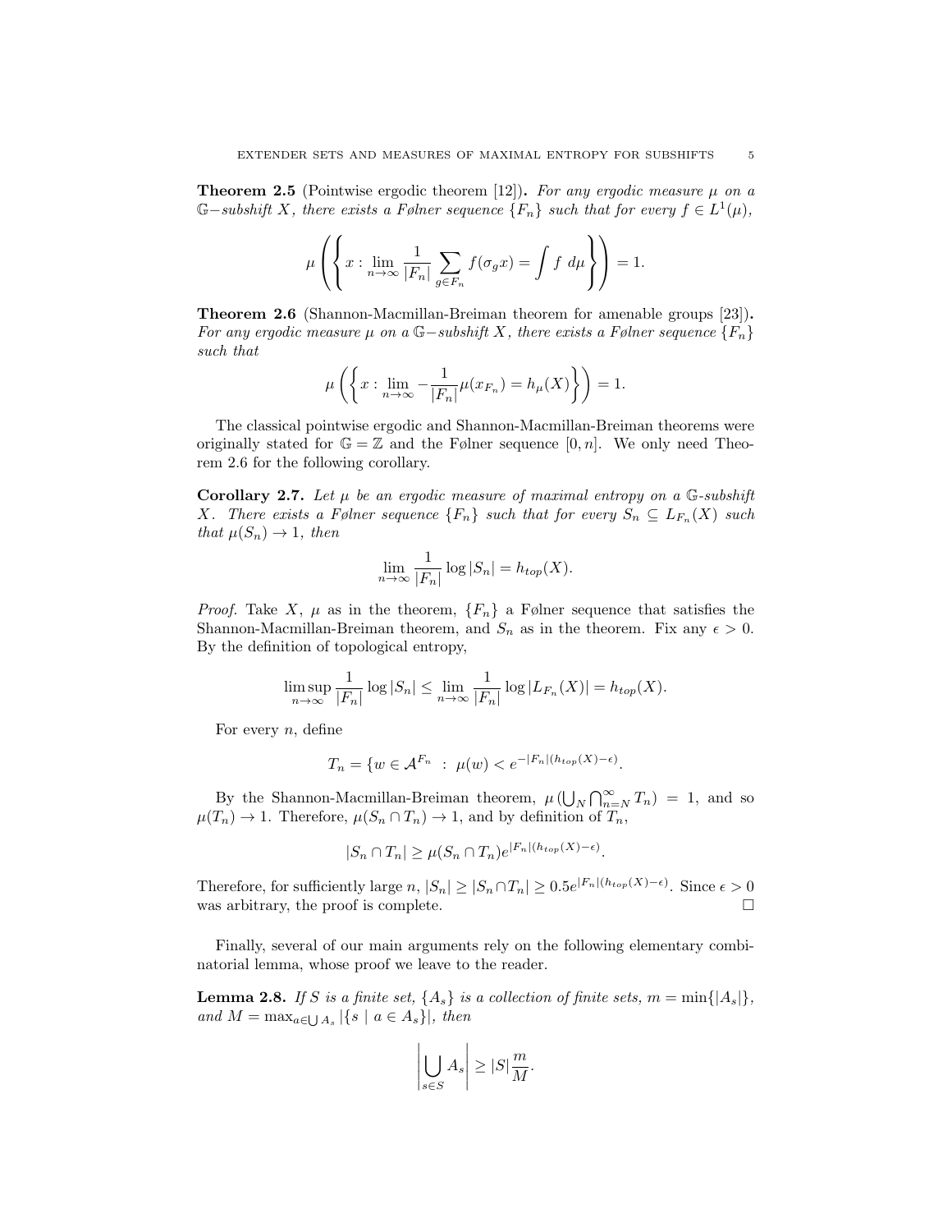**Theorem 2.5** (Pointwise ergodic theorem [12])**.** *For any ergodic measure $\mu$ on a $\mathbb{G}-$subshift $X$, there exists a Følner sequence $\{F_n\}$ such that for every $f \in L^1(\mu)$,*

$$\mu\left(\left\{x : \lim_{n\to\infty} \frac{1}{|F_n|}\sum_{g\in F_n} f(\sigma_g x) = \int f \ d\mu\right\}\right) = 1.$$

**Theorem 2.6** (Shannon-Macmillan-Breiman theorem for amenable groups [23])**.** *For any ergodic measure $\mu$ on a $\mathbb{G}-$subshift $X$, there exists a Følner sequence $\{F_n\}$ such that*

$$\mu\left(\left\{x : \lim_{n\to\infty} -\frac{1}{|F_n|}\mu(x_{F_n}) = h_\mu(X)\right\}\right) = 1.$$

The classical pointwise ergodic and Shannon-Macmillan-Breiman theorems were originally stated for $\mathbb{G} = \mathbb{Z}$ and the Følner sequence $[0, n]$. We only need Theorem 2.6 for the following corollary.

**Corollary 2.7.** *Let $\mu$ be an ergodic measure of maximal entropy on a $\mathbb{G}$-subshift $X$. There exists a Følner sequence $\{F_n\}$ such that for every $S_n \subseteq L_{F_n}(X)$ such that $\mu(S_n) \to 1$, then*

$$\lim_{n\to\infty} \frac{1}{|F_n|}\log|S_n| = h_{top}(X).$$

*Proof.* Take $X$, $\mu$ as in the theorem, $\{F_n\}$ a Følner sequence that satisfies the Shannon-Macmillan-Breiman theorem, and $S_n$ as in the theorem. Fix any $\epsilon > 0$. By the definition of topological entropy,

$$\limsup_{n\to\infty} \frac{1}{|F_n|}\log|S_n| \le \lim_{n\to\infty}\frac{1}{|F_n|}\log|L_{F_n}(X)| = h_{top}(X).$$

For every $n$, define

$$T_n = \{w \in \mathcal{A}^{F_n} \ : \ \mu(w) < e^{-|F_n|(h_{top}(X)-\epsilon)}.$$

By the Shannon-Macmillan-Breiman theorem, $\mu\left(\bigcup_N \bigcap_{n=N}^\infty T_n\right) = 1$, and so $\mu(T_n) \to 1$. Therefore, $\mu(S_n \cap T_n) \to 1$, and by definition of $T_n$,

$$|S_n \cap T_n| \ge \mu(S_n \cap T_n)e^{|F_n|(h_{top}(X)-\epsilon)}.$$

Therefore, for sufficiently large $n$, $|S_n| \ge |S_n \cap T_n| \ge 0.5e^{|F_n|(h_{top}(X)-\epsilon)}$. Since $\epsilon > 0$ was arbitrary, the proof is complete. $\square$

Finally, several of our main arguments rely on the following elementary combinatorial lemma, whose proof we leave to the reader.

**Lemma 2.8.** *If $S$ is a finite set, $\{A_s\}$ is a collection of finite sets, $m = \min\{|A_s|\}$, and $M = \max_{a\in\bigcup A_s} |\{s \mid a \in A_s\}|$, then*

$$\left|\bigcup_{s\in S} A_s\right| \ge |S|\frac{m}{M}.$$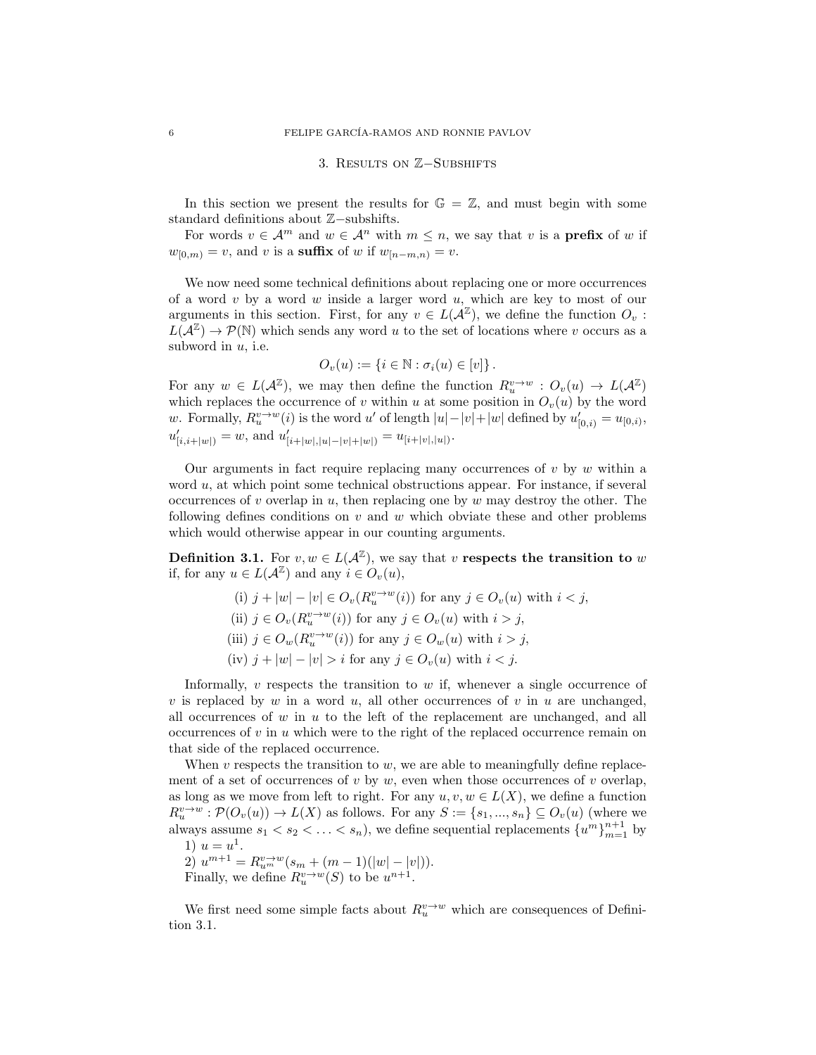## 3. Results on $\mathbb{Z}$−Subshifts

In this section we present the results for $\mathbb{G} = \mathbb{Z}$, and must begin with some standard definitions about $\mathbb{Z}$−subshifts.

For words $v \in \mathcal{A}^m$ and $w \in \mathcal{A}^n$ with $m \leq n$, we say that $v$ is a **prefix** of $w$ if $w_{[0,m)} = v$, and $v$ is a **suffix** of $w$ if $w_{[n-m,n)} = v$.

We now need some technical definitions about replacing one or more occurrences of a word $v$ by a word $w$ inside a larger word $u$, which are key to most of our arguments in this section. First, for any $v \in L(\mathcal{A}^{\mathbb{Z}})$, we define the function $O_v : L(\mathcal{A}^{\mathbb{Z}}) \to \mathcal{P}(\mathbb{N})$ which sends any word $u$ to the set of locations where $v$ occurs as a subword in $u$, i.e.

$$O_v(u) := \{i \in \mathbb{N} : \sigma_i(u) \in [v]\}.$$

For any $w \in L(\mathcal{A}^{\mathbb{Z}})$, we may then define the function $R_u^{v \to w} : O_v(u) \to L(\mathcal{A}^{\mathbb{Z}})$ which replaces the occurrence of $v$ within $u$ at some position in $O_v(u)$ by the word $w$. Formally, $R_u^{v \to w}(i)$ is the word $u'$ of length $|u|-|v|+|w|$ defined by $u'_{[0,i)} = u_{[0,i)}$, $u'_{[i,i+|w|)} = w$, and $u'_{[i+|w|,|u|-|v|+|w|)} = u_{[i+|v|,|u|)}$.

Our arguments in fact require replacing many occurrences of $v$ by $w$ within a word $u$, at which point some technical obstructions appear. For instance, if several occurrences of $v$ overlap in $u$, then replacing one by $w$ may destroy the other. The following defines conditions on $v$ and $w$ which obviate these and other problems which would otherwise appear in our counting arguments.

**Definition 3.1.** For $v, w \in L(\mathcal{A}^{\mathbb{Z}})$, we say that $v$ **respects the transition to** $w$ if, for any $u \in L(\mathcal{A}^{\mathbb{Z}})$ and any $i \in O_v(u)$,

(i) $j + |w| - |v| \in O_v(R_u^{v \to w}(i))$ for any $j \in O_v(u)$ with $i < j$,

(ii) $j \in O_v(R_u^{v \to w}(i))$ for any $j \in O_v(u)$ with $i > j$,

(iii) $j \in O_w(R_u^{v \to w}(i))$ for any $j \in O_w(u)$ with $i > j$,

(iv) $j + |w| - |v| > i$ for any $j \in O_v(u)$ with $i < j$.

Informally, $v$ respects the transition to $w$ if, whenever a single occurrence of $v$ is replaced by $w$ in a word $u$, all other occurrences of $v$ in $u$ are unchanged, all occurrences of $w$ in $u$ to the left of the replacement are unchanged, and all occurrences of $v$ in $u$ which were to the right of the replaced occurrence remain on that side of the replaced occurrence.

When $v$ respects the transition to $w$, we are able to meaningfully define replacement of a set of occurrences of $v$ by $w$, even when those occurrences of $v$ overlap, as long as we move from left to right. For any $u, v, w \in L(X)$, we define a function $R_u^{v \to w} : \mathcal{P}(O_v(u)) \to L(X)$ as follows. For any $S := \{s_1, ..., s_n\} \subseteq O_v(u)$ (where we always assume $s_1 < s_2 < \ldots < s_n$), we define sequential replacements $\{u^m\}_{m=1}^{n+1}$ by

1) $u = u^1$.

2) $u^{m+1} = R_{u^m}^{v \to w}(s_m + (m-1)(|w| - |v|))$.

Finally, we define $R_u^{v \to w}(S)$ to be $u^{n+1}$.

We first need some simple facts about $R_u^{v \to w}$ which are consequences of Definition 3.1.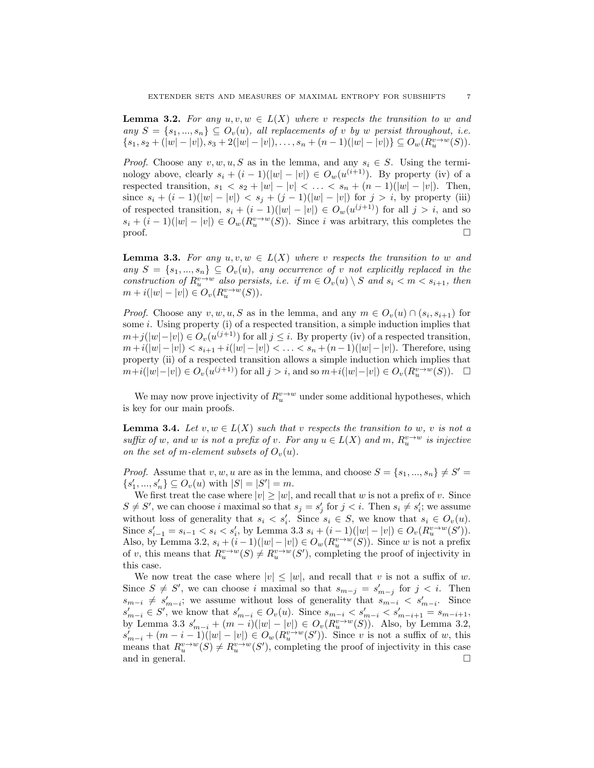**Lemma 3.2.** *For any $u, v, w \in L(X)$ where $v$ respects the transition to $w$ and any $S = \{s_1, ..., s_n\} \subseteq O_v(u)$, all replacements of $v$ by $w$ persist throughout, i.e. $\{s_1, s_2 + (|w| - |v|), s_3 + 2(|w| - |v|), \ldots, s_n + (n-1)(|w| - |v|)\} \subseteq O_w(R_u^{v \to w}(S))$.*

*Proof.* Choose any $v, w, u, S$ as in the lemma, and any $s_i \in S$. Using the terminology above, clearly $s_i + (i-1)(|w| - |v|) \in O_w(u^{(i+1)})$. By property (iv) of a respected transition, $s_1 < s_2 + |w| - |v| < \ldots < s_n + (n-1)(|w| - |v|)$. Then, since $s_i + (i-1)(|w| - |v|) < s_j + (j-1)(|w| - |v|)$ for $j > i$, by property (iii) of respected transition, $s_i + (i-1)(|w| - |v|) \in O_w(u^{(j+1)})$ for all $j > i$, and so $s_i + (i-1)(|w| - |v|) \in O_w(R_u^{v \to w}(S))$. Since $i$ was arbitrary, this completes the proof. $\square$

**Lemma 3.3.** *For any $u, v, w \in L(X)$ where $v$ respects the transition to $w$ and any $S = \{s_1, ..., s_n\} \subseteq O_v(u)$, any occurrence of $v$ not explicitly replaced in the construction of $R_u^{v \to w}$ also persists, i.e. if $m \in O_v(u) \setminus S$ and $s_i < m < s_{i+1}$, then $m + i(|w| - |v|) \in O_v(R_u^{v \to w}(S))$.*

*Proof.* Choose any $v, w, u, S$ as in the lemma, and any $m \in O_v(u) \cap (s_i, s_{i+1})$ for some $i$. Using property (i) of a respected transition, a simple induction implies that $m + j(|w| - |v|) \in O_v(u^{(j+1)})$ for all $j \leq i$. By property (iv) of a respected transition, $m + i(|w| - |v|) < s_{i+1} + i(|w| - |v|) < \ldots < s_n + (n-1)(|w| - |v|)$. Therefore, using property (ii) of a respected transition allows a simple induction which implies that $m + i(|w| - |v|) \in O_v(u^{(j+1)})$ for all $j > i$, and so $m + i(|w| - |v|) \in O_v(R_u^{v \to w}(S))$. $\square$

We may now prove injectivity of $R_u^{v \to w}$ under some additional hypotheses, which is key for our main proofs.

**Lemma 3.4.** *Let $v, w \in L(X)$ such that $v$ respects the transition to $w$, $v$ is not a suffix of $w$, and $w$ is not a prefix of $v$. For any $u \in L(X)$ and $m$, $R_u^{v \to w}$ is injective on the set of $m$-element subsets of $O_v(u)$.*

*Proof.* Assume that $v, w, u$ are as in the lemma, and choose $S = \{s_1, ..., s_n\} \neq S' = \{s'_1, ..., s'_n\} \subseteq O_v(u)$ with $|S| = |S'| = m$.

We first treat the case where $|v| \geq |w|$, and recall that $w$ is not a prefix of $v$. Since $S \neq S'$, we can choose $i$ maximal so that $s_j = s'_j$ for $j < i$. Then $s_i \neq s'_i$; we assume without loss of generality that $s_i < s'_i$. Since $s_i \in S$, we know that $s_i \in O_v(u)$. Since $s'_{i-1} = s_{i-1} < s_i < s'_i$, by Lemma 3.3 $s_i + (i-1)(|w| - |v|) \in O_v(R_u^{v \to w}(S'))$. Also, by Lemma 3.2, $s_i + (i-1)(|w| - |v|) \in O_w(R_u^{v \to w}(S))$. Since $w$ is not a prefix of $v$, this means that $R_u^{v \to w}(S) \neq R_u^{v \to w}(S')$, completing the proof of injectivity in this case.

We now treat the case where $|v| \leq |w|$, and recall that $v$ is not a suffix of $w$. Since $S \neq S'$, we can choose $i$ maximal so that $s_{m-j} = s'_{m-j}$ for $j < i$. Then $s_{m-i} \neq s'_{m-i}$; we assume without loss of generality that $s_{m-i} < s'_{m-i}$. Since $s'_{m-i} \in S'$, we know that $s'_{m-i} \in O_v(u)$. Since $s_{m-i} < s'_{m-i} < s'_{m-i+1} = s_{m-i+1}$, by Lemma 3.3 $s'_{m-i} + (m-i)(|w| - |v|) \in O_v(R_u^{v \to w}(S))$. Also, by Lemma 3.2, $s'_{m-i} + (m-i-1)(|w| - |v|) \in O_w(R_u^{v \to w}(S'))$. Since $v$ is not a suffix of $w$, this means that $R_u^{v \to w}(S) \neq R_u^{v \to w}(S')$, completing the proof of injectivity in this case and in general. $\square$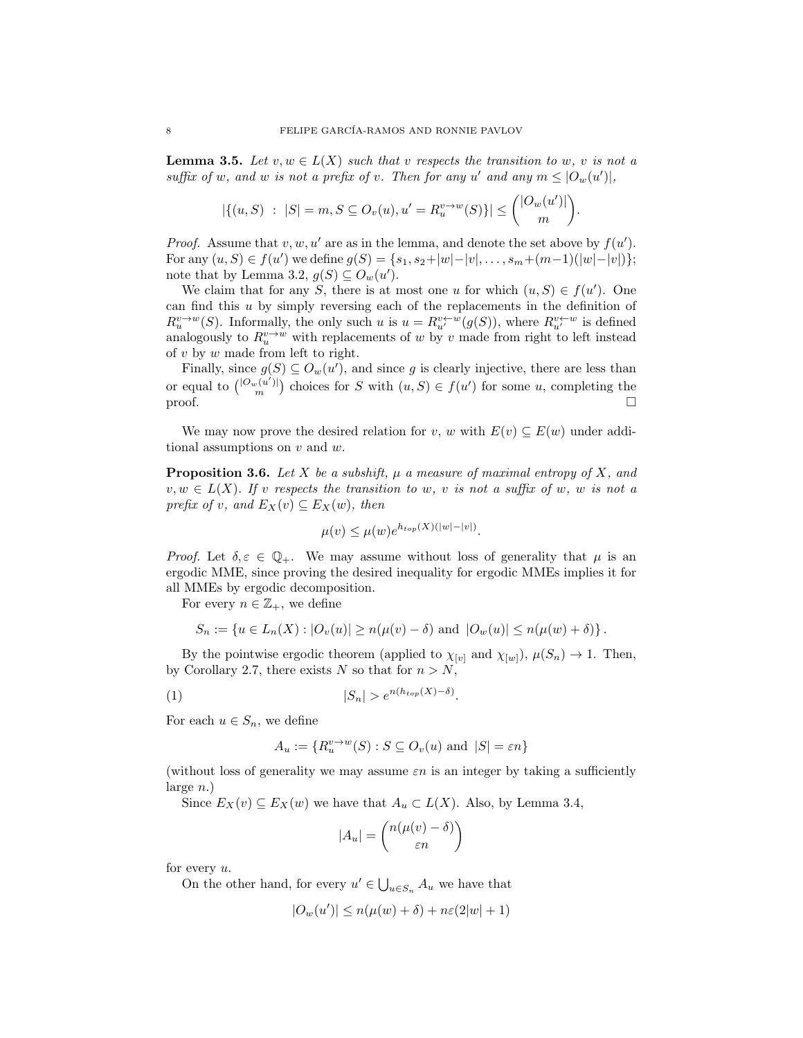**Lemma 3.5.** *Let $v, w \in L(X)$ such that $v$ respects the transition to $w$, $v$ is not a suffix of $w$, and $w$ is not a prefix of $v$. Then for any $u'$ and any $m \leq |O_w(u')|$,*

$$|\{(u,S) \ : \ |S| = m, S \subseteq O_v(u), u' = R_u^{v \to w}(S)\}| \leq \binom{|O_w(u')|}{m}.$$

*Proof.* Assume that $v, w, u'$ are as in the lemma, and denote the set above by $f(u')$. For any $(u, S) \in f(u')$ we define $g(S) = \{s_1, s_2 + |w| - |v|, \ldots, s_m + (m-1)(|w|-|v|)\}$; note that by Lemma 3.2, $g(S) \subseteq O_w(u')$.

We claim that for any $S$, there is at most one $u$ for which $(u, S) \in f(u')$. One can find this $u$ by simply reversing each of the replacements in the definition of $R_u^{v \to w}(S)$. Informally, the only such $u$ is $u = R_{u'}^{v \leftarrow w}(g(S))$, where $R_{u'}^{v \leftarrow w}$ is defined analogously to $R_u^{v \to w}$ with replacements of $w$ by $v$ made from right to left instead of $v$ by $w$ made from left to right.

Finally, since $g(S) \subseteq O_w(u')$, and since $g$ is clearly injective, there are less than or equal to $\binom{|O_w(u')|}{m}$ choices for $S$ with $(u, S) \in f(u')$ for some $u$, completing the proof. $\square$

We may now prove the desired relation for $v$, $w$ with $E(v) \subseteq E(w)$ under additional assumptions on $v$ and $w$.

**Proposition 3.6.** *Let $X$ be a subshift, $\mu$ a measure of maximal entropy of $X$, and $v, w \in L(X)$. If $v$ respects the transition to $w$, $v$ is not a suffix of $w$, $w$ is not a prefix of $v$, and $E_X(v) \subseteq E_X(w)$, then*

$$\mu(v) \leq \mu(w) e^{h_{top}(X)(|w|-|v|)}.$$

*Proof.* Let $\delta, \varepsilon \in \mathbb{Q}_+$. We may assume without loss of generality that $\mu$ is an ergodic MME, since proving the desired inequality for ergodic MMEs implies it for all MMEs by ergodic decomposition.

For every $n \in \mathbb{Z}_+$, we define

$$S_n := \{u \in L_n(X) : |O_v(u)| \geq n(\mu(v) - \delta) \text{ and } |O_w(u)| \leq n(\mu(w) + \delta)\}.$$

By the pointwise ergodic theorem (applied to $\chi_{[v]}$ and $\chi_{[w]}$), $\mu(S_n) \to 1$. Then, by Corollary 2.7, there exists $N$ so that for $n > N$,

$$|S_n| > e^{n(h_{top}(X) - \delta)}. \tag{1}$$

For each $u \in S_n$, we define

$$A_u := \{R_u^{v \to w}(S) : S \subseteq O_v(u) \text{ and } |S| = \varepsilon n\}$$

(without loss of generality we may assume $\varepsilon n$ is an integer by taking a sufficiently large $n$.)

Since $E_X(v) \subseteq E_X(w)$ we have that $A_u \subset L(X)$. Also, by Lemma 3.4,

$$|A_u| = \binom{n(\mu(v) - \delta)}{\varepsilon n}$$

for every $u$.

On the other hand, for every $u' \in \bigcup_{u \in S_n} A_u$ we have that

$$|O_w(u')| \leq n(\mu(w) + \delta) + n\varepsilon(2|w| + 1)$$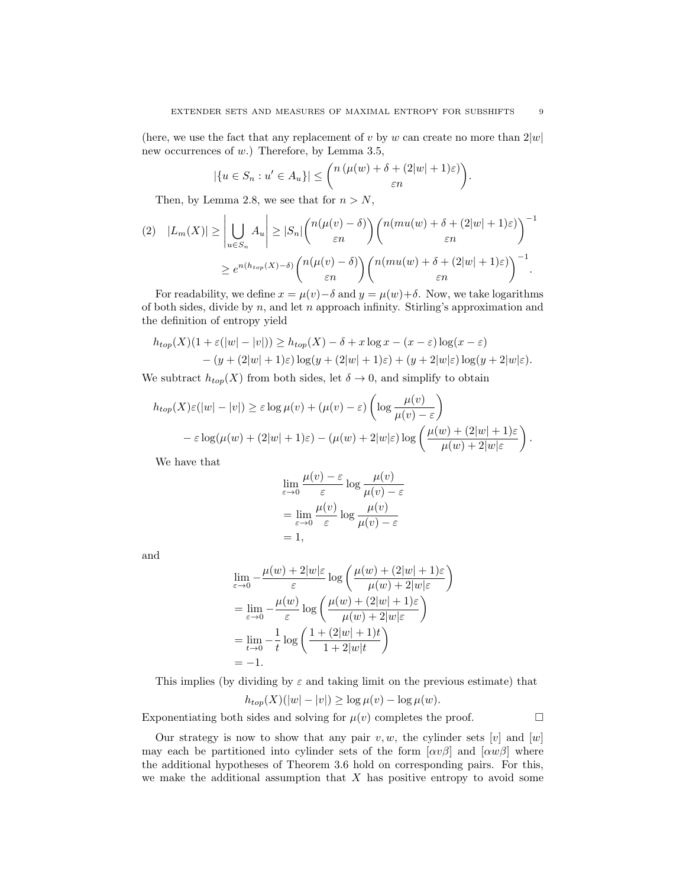(here, we use the fact that any replacement of $v$ by $w$ can create no more than $2|w|$ new occurrences of $w$.) Therefore, by Lemma 3.5,

$$|\{u \in S_n : u' \in A_u\}| \leq \binom{n\left(\mu(w) + \delta + (2|w|+1)\varepsilon\right)}{\varepsilon n}.$$

Then, by Lemma 2.8, we see that for $n > N$,

$$(2) \quad |L_m(X)| \geq \left| \bigcup_{u \in S_n} A_u \right| \geq |S_n| \binom{n(\mu(v) - \delta)}{\varepsilon n} \binom{n(mu(w) + \delta + (2|w|+1)\varepsilon)}{\varepsilon n}^{-1}$$
$$\geq e^{n(h_{top}(X) - \delta)} \binom{n(\mu(v) - \delta)}{\varepsilon n} \binom{n(mu(w) + \delta + (2|w|+1)\varepsilon)}{\varepsilon n}^{-1}.$$

For readability, we define $x = \mu(v) - \delta$ and $y = \mu(w) + \delta$. Now, we take logarithms of both sides, divide by $n$, and let $n$ approach infinity. Stirling's approximation and the definition of entropy yield

$$h_{top}(X)(1 + \varepsilon(|w| - |v|)) \geq h_{top}(X) - \delta + x \log x - (x - \varepsilon)\log(x - \varepsilon)$$
$$- (y + (2|w|+1)\varepsilon)\log(y + (2|w|+1)\varepsilon) + (y + 2|w|\varepsilon)\log(y + 2|w|\varepsilon).$$

We subtract $h_{top}(X)$ from both sides, let $\delta \to 0$, and simplify to obtain

$$h_{top}(X)\varepsilon(|w| - |v|) \geq \varepsilon \log \mu(v) + (\mu(v) - \varepsilon)\left(\log \frac{\mu(v)}{\mu(v) - \varepsilon}\right)$$
$$- \varepsilon \log(\mu(w) + (2|w|+1)\varepsilon) - (\mu(w) + 2|w|\varepsilon)\log\left(\frac{\mu(w) + (2|w|+1)\varepsilon}{\mu(w) + 2|w|\varepsilon}\right).$$

We have that

$$\lim_{\varepsilon \to 0} \frac{\mu(v) - \varepsilon}{\varepsilon} \log \frac{\mu(v)}{\mu(v) - \varepsilon}$$
$$= \lim_{\varepsilon \to 0} \frac{\mu(v)}{\varepsilon} \log \frac{\mu(v)}{\mu(v) - \varepsilon}$$
$$= 1,$$

and

$$\lim_{\varepsilon \to 0} -\frac{\mu(w) + 2|w|\varepsilon}{\varepsilon} \log\left(\frac{\mu(w) + (2|w|+1)\varepsilon}{\mu(w) + 2|w|\varepsilon}\right)$$
$$= \lim_{\varepsilon \to 0} -\frac{\mu(w)}{\varepsilon} \log\left(\frac{\mu(w) + (2|w|+1)\varepsilon}{\mu(w) + 2|w|\varepsilon}\right)$$
$$= \lim_{t \to 0} -\frac{1}{t} \log\left(\frac{1 + (2|w|+1)t}{1 + 2|w|t}\right)$$
$$= -1.$$

This implies (by dividing by $\varepsilon$ and taking limit on the previous estimate) that

$$h_{top}(X)(|w| - |v|) \geq \log \mu(v) - \log \mu(w).$$

Exponentiating both sides and solving for $\mu(v)$ completes the proof. $\square$

Our strategy is now to show that any pair $v, w$, the cylinder sets $[v]$ and $[w]$ may each be partitioned into cylinder sets of the form $[\alpha v \beta]$ and $[\alpha w \beta]$ where the additional hypotheses of Theorem 3.6 hold on corresponding pairs. For this, we make the additional assumption that $X$ has positive entropy to avoid some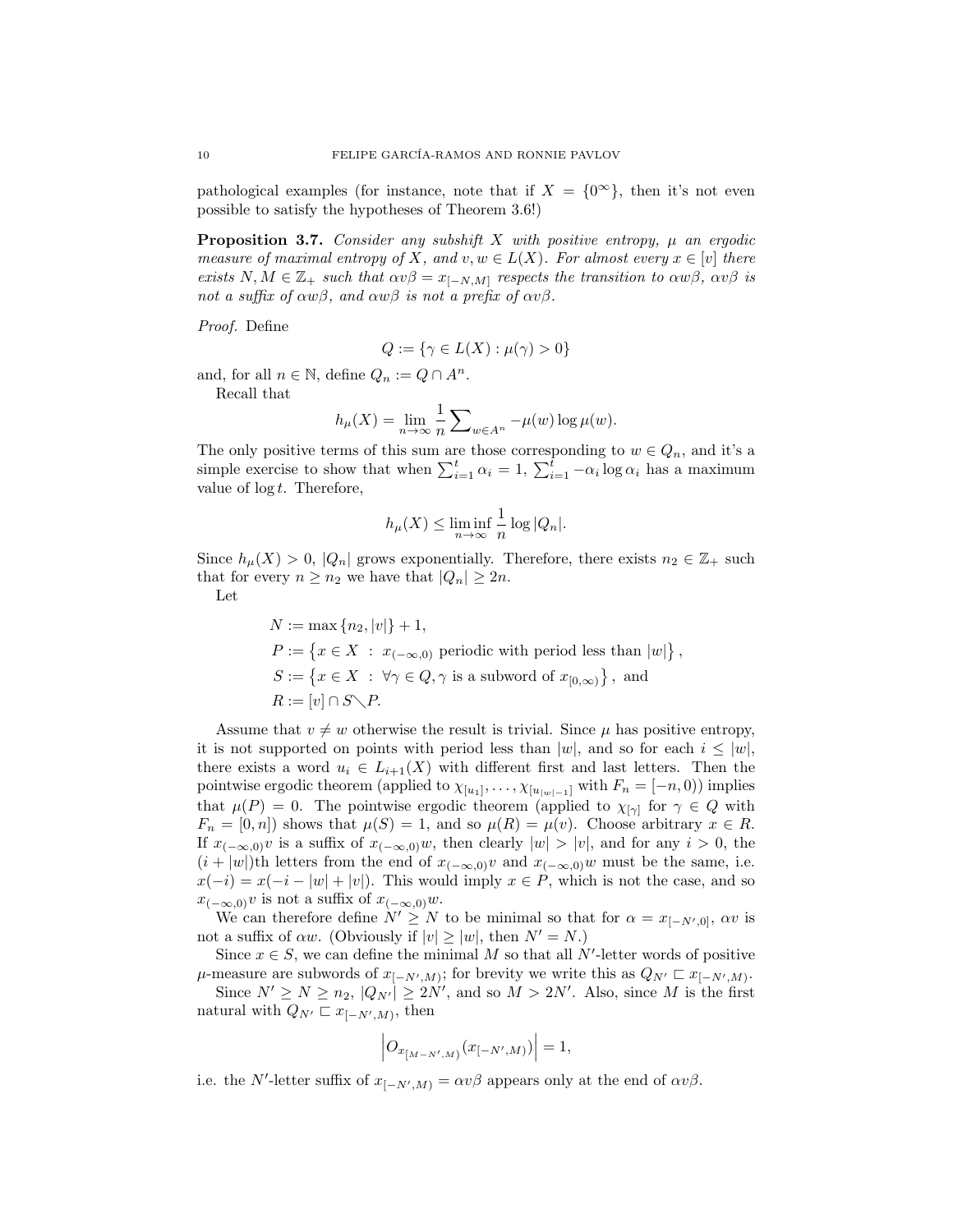pathological examples (for instance, note that if $X = \{0^\infty\}$, then it's not even possible to satisfy the hypotheses of Theorem 3.6!)

**Proposition 3.7.** *Consider any subshift $X$ with positive entropy, $\mu$ an ergodic measure of maximal entropy of $X$, and $v, w \in L(X)$. For almost every $x \in [v]$ there exists $N, M \in \mathbb{Z}_+$ such that $\alpha v \beta = x_{[-N,M]}$ respects the transition to $\alpha w \beta$, $\alpha v \beta$ is not a suffix of $\alpha w \beta$, and $\alpha w \beta$ is not a prefix of $\alpha v \beta$.*

*Proof.* Define

$$Q := \{\gamma \in L(X) : \mu(\gamma) > 0\}$$

and, for all $n \in \mathbb{N}$, define $Q_n := Q \cap A^n$.

Recall that

$$h_\mu(X) = \lim_{n\to\infty} \frac{1}{n} \sum\nolimits_{w\in A^n} -\mu(w)\log\mu(w).$$

The only positive terms of this sum are those corresponding to $w \in Q_n$, and it's a simple exercise to show that when $\sum_{i=1}^{t} \alpha_i = 1$, $\sum_{i=1}^{t} -\alpha_i \log \alpha_i$ has a maximum value of $\log t$. Therefore,

$$h_\mu(X) \leq \liminf_{n\to\infty} \frac{1}{n} \log |Q_n|.$$

Since $h_\mu(X) > 0$, $|Q_n|$ grows exponentially. Therefore, there exists $n_2 \in \mathbb{Z}_+$ such that for every $n \geq n_2$ we have that $|Q_n| \geq 2n$.

Let

$$\begin{aligned}
N &:= \max\{n_2, |v|\} + 1, \\
P &:= \left\{x \in X \ : \ x_{(-\infty,0)} \text{ periodic with period less than } |w|\right\}, \\
S &:= \left\{x \in X \ : \ \forall \gamma \in Q, \gamma \text{ is a subword of } x_{[0,\infty)}\right\}, \text{ and} \\
R &:= [v] \cap S \setminus P.
\end{aligned}$$

Assume that $v \neq w$ otherwise the result is trivial. Since $\mu$ has positive entropy, it is not supported on points with period less than $|w|$, and so for each $i \leq |w|$, there exists a word $u_i \in L_{i+1}(X)$ with different first and last letters. Then the pointwise ergodic theorem (applied to $\chi_{[u_1]}, \ldots, \chi_{[u_{|w|-1}]}$ with $F_n = [-n, 0)$) implies that $\mu(P) = 0$. The pointwise ergodic theorem (applied to $\chi_{[\gamma]}$ for $\gamma \in Q$ with $F_n = [0, n]$) shows that $\mu(S) = 1$, and so $\mu(R) = \mu(v)$. Choose arbitrary $x \in R$. If $x_{(-\infty,0)}v$ is a suffix of $x_{(-\infty,0)}w$, then clearly $|w| > |v|$, and for any $i > 0$, the $(i + |w|)$th letters from the end of $x_{(-\infty,0)}v$ and $x_{(-\infty,0)}w$ must be the same, i.e. $x(-i) = x(-i - |w| + |v|)$. This would imply $x \in P$, which is not the case, and so $x_{(-\infty,0)}v$ is not a suffix of $x_{(-\infty,0)}w$.

We can therefore define $N' \geq N$ to be minimal so that for $\alpha = x_{[-N',0]}$, $\alpha v$ is not a suffix of $\alpha w$. (Obviously if $|v| \geq |w|$, then $N' = N$.)

Since $x \in S$, we can define the minimal $M$ so that all $N'$-letter words of positive $\mu$-measure are subwords of $x_{[-N',M)}$; for brevity we write this as $Q_{N'} \sqsubset x_{[-N',M)}$.

Since $N' \geq N \geq n_2$, $|Q_{N'}| \geq 2N'$, and so $M > 2N'$. Also, since $M$ is the first natural with $Q_{N'} \sqsubset x_{[-N',M)}$, then

$$\left|O_{x_{[M-N',M)}}(x_{[-N',M)})\right| = 1,$$

i.e. the $N'$-letter suffix of $x_{[-N',M)} = \alpha v \beta$ appears only at the end of $\alpha v \beta$.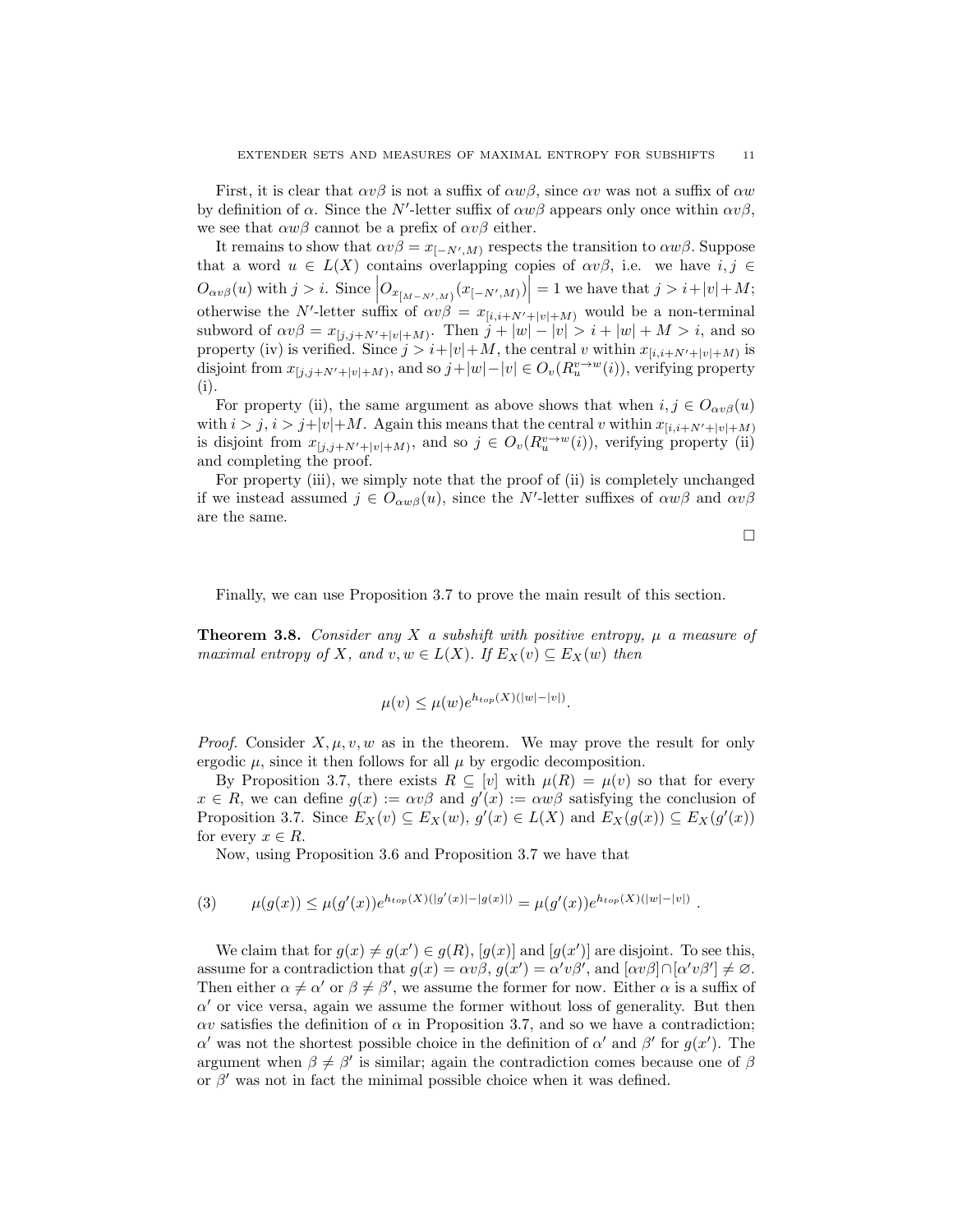First, it is clear that $\alpha v\beta$ is not a suffix of $\alpha w\beta$, since $\alpha v$ was not a suffix of $\alpha w$ by definition of $\alpha$. Since the $N'$-letter suffix of $\alpha w\beta$ appears only once within $\alpha v\beta$, we see that $\alpha w\beta$ cannot be a prefix of $\alpha v\beta$ either.

It remains to show that $\alpha v\beta = x_{[-N',M)}$ respects the transition to $\alpha w\beta$. Suppose that a word $u \in L(X)$ contains overlapping copies of $\alpha v\beta$, i.e. we have $i, j \in O_{\alpha v\beta}(u)$ with $j > i$. Since $\left|O_{x_{[M-N',M)}}(x_{[-N',M)})\right| = 1$ we have that $j > i+|v|+M$; otherwise the $N'$-letter suffix of $\alpha v\beta = x_{[i,i+N'+|v|+M)}$ would be a non-terminal subword of $\alpha v\beta = x_{[j,j+N'+|v|+M)}$. Then $j + |w| - |v| > i + |w| + M > i$, and so property (iv) is verified. Since $j > i+|v|+M$, the central $v$ within $x_{[i,i+N'+|v|+M)}$ is disjoint from $x_{[j,j+N'+|v|+M)}$, and so $j+|w|-|v| \in O_v(R_u^{v\to w}(i))$, verifying property (i).

For property (ii), the same argument as above shows that when $i, j \in O_{\alpha v\beta}(u)$ with $i > j$, $i > j+|v|+M$. Again this means that the central $v$ within $x_{[i,i+N'+|v|+M)}$ is disjoint from $x_{[j,j+N'+|v|+M)}$, and so $j \in O_v(R_u^{v\to w}(i))$, verifying property (ii) and completing the proof.

For property (iii), we simply note that the proof of (ii) is completely unchanged if we instead assumed $j \in O_{\alpha w\beta}(u)$, since the $N'$-letter suffixes of $\alpha w\beta$ and $\alpha v\beta$ are the same.

∎

Finally, we can use Proposition 3.7 to prove the main result of this section.

**Theorem 3.8.** *Consider any $X$ a subshift with positive entropy, $\mu$ a measure of maximal entropy of $X$, and $v, w \in L(X)$. If $E_X(v) \subseteq E_X(w)$ then*

$$\mu(v) \le \mu(w)e^{h_{top}(X)(|w|-|v|)}.$$

*Proof.* Consider $X, \mu, v, w$ as in the theorem. We may prove the result for only ergodic $\mu$, since it then follows for all $\mu$ by ergodic decomposition.

By Proposition 3.7, there exists $R \subseteq [v]$ with $\mu(R) = \mu(v)$ so that for every $x \in R$, we can define $g(x) := \alpha v\beta$ and $g'(x) := \alpha w\beta$ satisfying the conclusion of Proposition 3.7. Since $E_X(v) \subseteq E_X(w)$, $g'(x) \in L(X)$ and $E_X(g(x)) \subseteq E_X(g'(x))$ for every $x \in R$.

Now, using Proposition 3.6 and Proposition 3.7 we have that

$$\mu(g(x)) \le \mu(g'(x))e^{h_{top}(X)(|g'(x)|-|g(x)|)} = \mu(g'(x))e^{h_{top}(X)(|w|-|v|)} . \tag{3}$$

We claim that for $g(x) \neq g(x') \in g(R)$, $[g(x)]$ and $[g(x')]$ are disjoint. To see this, assume for a contradiction that $g(x) = \alpha v\beta$, $g(x') = \alpha' v\beta'$, and $[\alpha v\beta] \cap [\alpha' v\beta'] \neq \varnothing$. Then either $\alpha \neq \alpha'$ or $\beta \neq \beta'$, we assume the former for now. Either $\alpha$ is a suffix of $\alpha'$ or vice versa, again we assume the former without loss of generality. But then $\alpha v$ satisfies the definition of $\alpha$ in Proposition 3.7, and so we have a contradiction; $\alpha'$ was not the shortest possible choice in the definition of $\alpha'$ and $\beta'$ for $g(x')$. The argument when $\beta \neq \beta'$ is similar; again the contradiction comes because one of $\beta$ or $\beta'$ was not in fact the minimal possible choice when it was defined.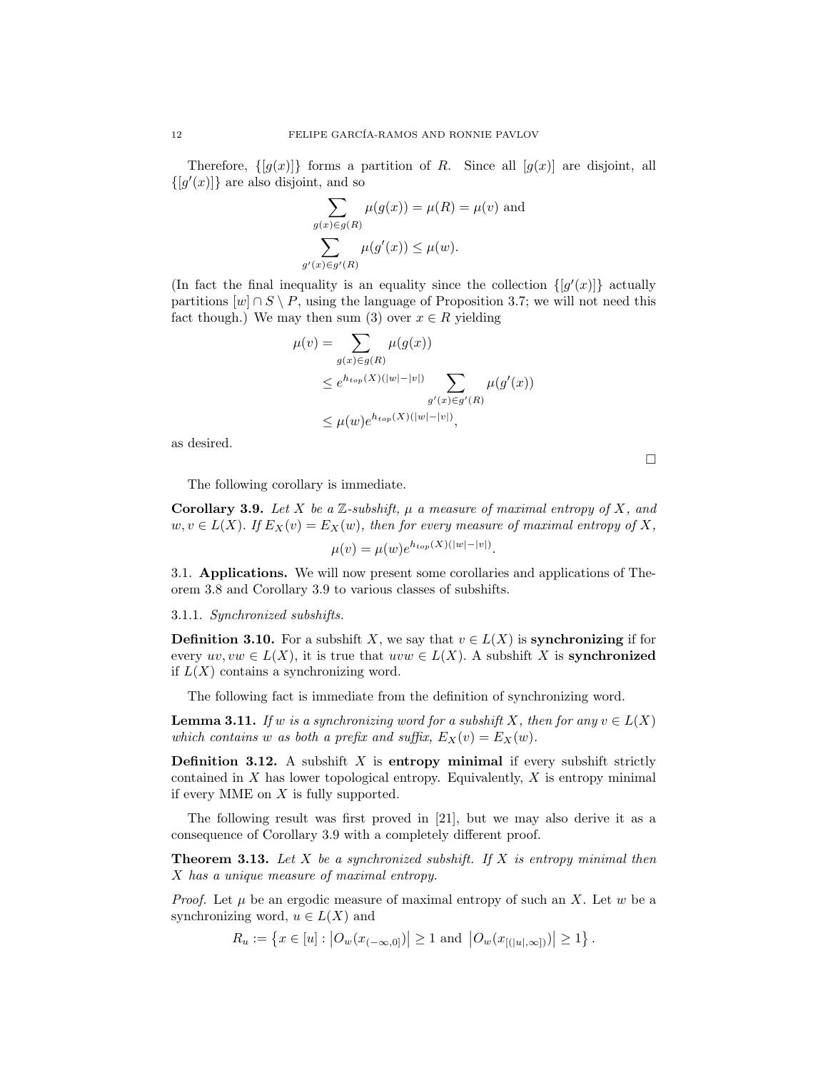Therefore, $\{[g(x)]\}$ forms a partition of $R$. Since all $[g(x)]$ are disjoint, all $\{[g'(x)]\}$ are also disjoint, and so

$$\sum_{g(x) \in g(R)} \mu(g(x)) = \mu(R) = \mu(v) \text{ and}$$
$$\sum_{g'(x) \in g'(R)} \mu(g'(x)) \leq \mu(w).$$

(In fact the final inequality is an equality since the collection $\{[g'(x)]\}$ actually partitions $[w] \cap S \setminus P$, using the language of Proposition 3.7; we will not need this fact though.) We may then sum (3) over $x \in R$ yielding

$$\begin{aligned}
\mu(v) &= \sum_{g(x) \in g(R)} \mu(g(x)) \\
&\leq e^{h_{top}(X)(|w|-|v|)} \sum_{g'(x) \in g'(R)} \mu(g'(x)) \\
&\leq \mu(w) e^{h_{top}(X)(|w|-|v|)},
\end{aligned}$$

as desired.

□

The following corollary is immediate.

**Corollary 3.9.** *Let $X$ be a $\mathbb{Z}$-subshift, $\mu$ a measure of maximal entropy of $X$, and $w, v \in L(X)$. If $E_X(v) = E_X(w)$, then for every measure of maximal entropy of $X$,*

$$\mu(v) = \mu(w) e^{h_{top}(X)(|w|-|v|)}.$$

### 3.1. Applications.

We will now present some corollaries and applications of Theorem 3.8 and Corollary 3.9 to various classes of subshifts.

#### 3.1.1. *Synchronized subshifts.*

**Definition 3.10.** For a subshift $X$, we say that $v \in L(X)$ is **synchronizing** if for every $uv, vw \in L(X)$, it is true that $uvw \in L(X)$. A subshift $X$ is **synchronized** if $L(X)$ contains a synchronizing word.

The following fact is immediate from the definition of synchronizing word.

**Lemma 3.11.** *If $w$ is a synchronizing word for a subshift $X$, then for any $v \in L(X)$ which contains $w$ as both a prefix and suffix, $E_X(v) = E_X(w)$.*

**Definition 3.12.** A subshift $X$ is **entropy minimal** if every subshift strictly contained in $X$ has lower topological entropy. Equivalently, $X$ is entropy minimal if every MME on $X$ is fully supported.

The following result was first proved in [21], but we may also derive it as a consequence of Corollary 3.9 with a completely different proof.

**Theorem 3.13.** *Let $X$ be a synchronized subshift. If $X$ is entropy minimal then $X$ has a unique measure of maximal entropy.*

*Proof.* Let $\mu$ be an ergodic measure of maximal entropy of such an $X$. Let $w$ be a synchronizing word, $u \in L(X)$ and

$$R_u := \left\{ x \in [u] : \left|O_w(x_{(-\infty,0]})\right| \geq 1 \text{ and } \left|O_w(x_{[(|u|,\infty])})\right| \geq 1 \right\}.$$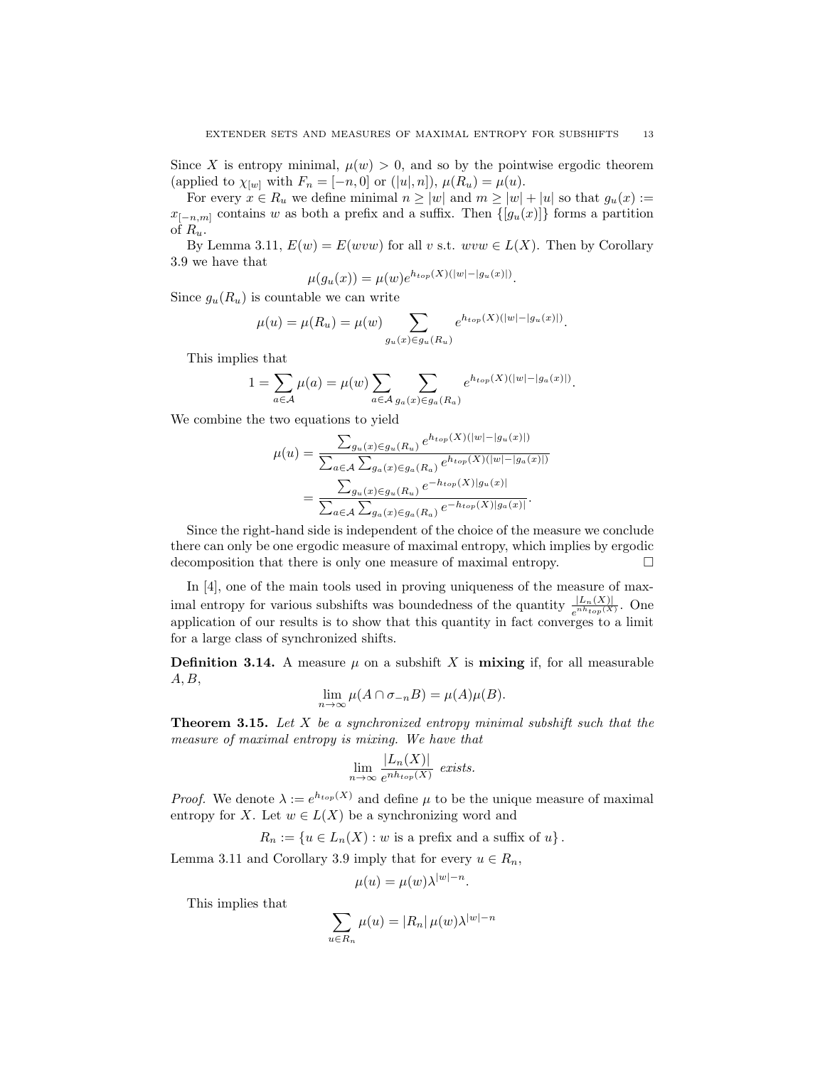Since $X$ is entropy minimal, $\mu(w) > 0$, and so by the pointwise ergodic theorem (applied to $\chi_{[w]}$ with $F_n = [-n, 0]$ or $(|u|, n]$), $\mu(R_u) = \mu(u)$.

For every $x \in R_u$ we define minimal $n \geq |w|$ and $m \geq |w| + |u|$ so that $g_u(x) := x_{[-n,m]}$ contains $w$ as both a prefix and a suffix. Then $\{[g_u(x)]\}$ forms a partition of $R_u$.

By Lemma 3.11, $E(w) = E(wvw)$ for all $v$ s.t. $wvw \in L(X)$. Then by Corollary 3.9 we have that

$$\mu(g_u(x)) = \mu(w)e^{h_{top}(X)(|w|-|g_u(x)|)}.$$

Since $g_u(R_u)$ is countable we can write

$$\mu(u) = \mu(R_u) = \mu(w) \sum_{g_u(x) \in g_u(R_u)} e^{h_{top}(X)(|w|-|g_u(x)|)}.$$

This implies that

$$1 = \sum_{a \in \mathcal{A}} \mu(a) = \mu(w) \sum_{a \in \mathcal{A}} \sum_{g_a(x) \in g_a(R_a)} e^{h_{top}(X)(|w|-|g_a(x)|)}.$$

We combine the two equations to yield

$$\begin{aligned}
\mu(u) &= \frac{\sum_{g_u(x) \in g_u(R_u)} e^{h_{top}(X)(|w|-|g_u(x)|)}}{\sum_{a \in \mathcal{A}} \sum_{g_a(x) \in g_a(R_a)} e^{h_{top}(X)(|w|-|g_a(x)|)}} \\
&= \frac{\sum_{g_u(x) \in g_u(R_u)} e^{-h_{top}(X)|g_u(x)|}}{\sum_{a \in \mathcal{A}} \sum_{g_a(x) \in g_a(R_a)} e^{-h_{top}(X)|g_a(x)|}}.
\end{aligned}$$

Since the right-hand side is independent of the choice of the measure we conclude there can only be one ergodic measure of maximal entropy, which implies by ergodic decomposition that there is only one measure of maximal entropy. □

In [4], one of the main tools used in proving uniqueness of the measure of maximal entropy for various subshifts was boundedness of the quantity $\frac{|L_n(X)|}{e^{nh_{top}(X)}}$. One application of our results is to show that this quantity in fact converges to a limit for a large class of synchronized shifts.

**Definition 3.14.** A measure $\mu$ on a subshift $X$ is **mixing** if, for all measurable $A, B$,

$$\lim_{n \to \infty} \mu(A \cap \sigma_{-n} B) = \mu(A)\mu(B).$$

**Theorem 3.15.** *Let $X$ be a synchronized entropy minimal subshift such that the measure of maximal entropy is mixing. We have that*

$$\lim_{n \to \infty} \frac{|L_n(X)|}{e^{nh_{top}(X)}} \text{ exists.}$$

*Proof.* We denote $\lambda := e^{h_{top}(X)}$ and define $\mu$ to be the unique measure of maximal entropy for $X$. Let $w \in L(X)$ be a synchronizing word and

$$R_n := \{u \in L_n(X) : w \text{ is a prefix and a suffix of } u\}.$$

Lemma 3.11 and Corollary 3.9 imply that for every $u \in R_n$,

$$\mu(u) = \mu(w)\lambda^{|w|-n}.$$

This implies that

$$\sum_{u \in R_n} \mu(u) = |R_n| \, \mu(w)\lambda^{|w|-n}$$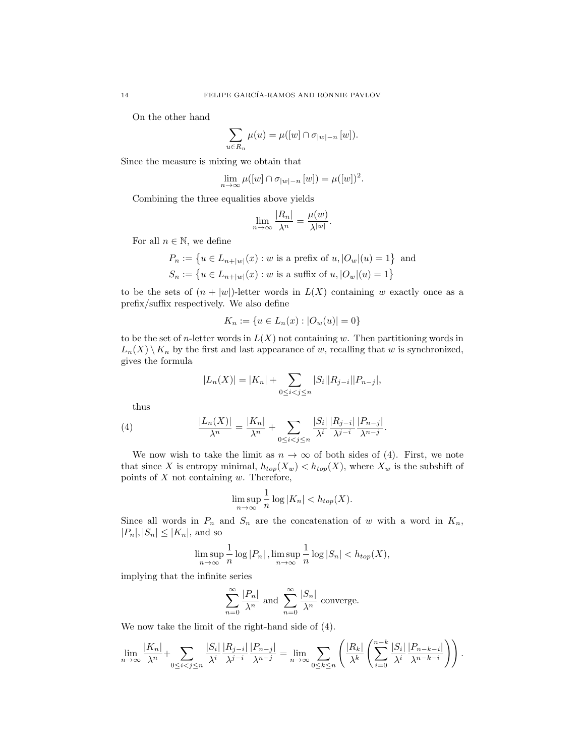On the other hand

$$\sum_{u \in R_n} \mu(u) = \mu([w] \cap \sigma_{|w|-n}[w]).$$

Since the measure is mixing we obtain that

$$\lim_{n\to\infty} \mu([w] \cap \sigma_{|w|-n}[w]) = \mu([w])^2.$$

Combining the three equalities above yields

$$\lim_{n\to\infty} \frac{|R_n|}{\lambda^n} = \frac{\mu(w)}{\lambda^{|w|}}.$$

For all $n \in \mathbb{N}$, we define

$$P_n := \left\{u \in L_{n+|w|}(x) : w \text{ is a prefix of } u, |O_w|(u) = 1\right\} \text{ and}$$
$$S_n := \left\{u \in L_{n+|w|}(x) : w \text{ is a suffix of } u, |O_w|(u) = 1\right\}$$

to be the sets of $(n + |w|)$-letter words in $L(X)$ containing $w$ exactly once as a prefix/suffix respectively. We also define

$$K_n := \{u \in L_n(x) : |O_w(u)| = 0\}$$

to be the set of $n$-letter words in $L(X)$ not containing $w$. Then partitioning words in $L_n(X) \setminus K_n$ by the first and last appearance of $w$, recalling that $w$ is synchronized, gives the formula

$$|L_n(X)| = |K_n| + \sum_{0\le i<j\le n} |S_i||R_{j-i}||P_{n-j}|,$$

thus

$$\frac{|L_n(X)|}{\lambda^n} = \frac{|K_n|}{\lambda^n} + \sum_{0\le i<j\le n} \frac{|S_i|}{\lambda^i}\frac{|R_{j-i}|}{\lambda^{j-i}}\frac{|P_{n-j}|}{\lambda^{n-j}}. \tag{4}$$

We now wish to take the limit as $n \to \infty$ of both sides of (4). First, we note that since $X$ is entropy minimal, $h_{top}(X_w) < h_{top}(X)$, where $X_w$ is the subshift of points of $X$ not containing $w$. Therefore,

$$\limsup_{n\to\infty} \frac{1}{n}\log|K_n| < h_{top}(X).$$

Since all words in $P_n$ and $S_n$ are the concatenation of $w$ with a word in $K_n$, $|P_n|, |S_n| \le |K_n|$, and so

$$\limsup_{n\to\infty} \frac{1}{n}\log|P_n|, \limsup_{n\to\infty} \frac{1}{n}\log|S_n| < h_{top}(X),$$

implying that the infinite series

$$\sum_{n=0}^{\infty} \frac{|P_n|}{\lambda^n} \text{ and } \sum_{n=0}^{\infty} \frac{|S_n|}{\lambda^n} \text{ converge.}$$

We now take the limit of the right-hand side of (4).

$$\lim_{n\to\infty} \frac{|K_n|}{\lambda^n} + \sum_{0\le i<j\le n} \frac{|S_i|}{\lambda^i}\frac{|R_{j-i}|}{\lambda^{j-i}}\frac{|P_{n-j}|}{\lambda^{n-j}} = \lim_{n\to\infty} \sum_{0\le k\le n}\left(\frac{|R_k|}{\lambda^k}\left(\sum_{i=0}^{n-k}\frac{|S_i|}{\lambda^i}\frac{|P_{n-k-i}|}{\lambda^{n-k-i}}\right)\right).$$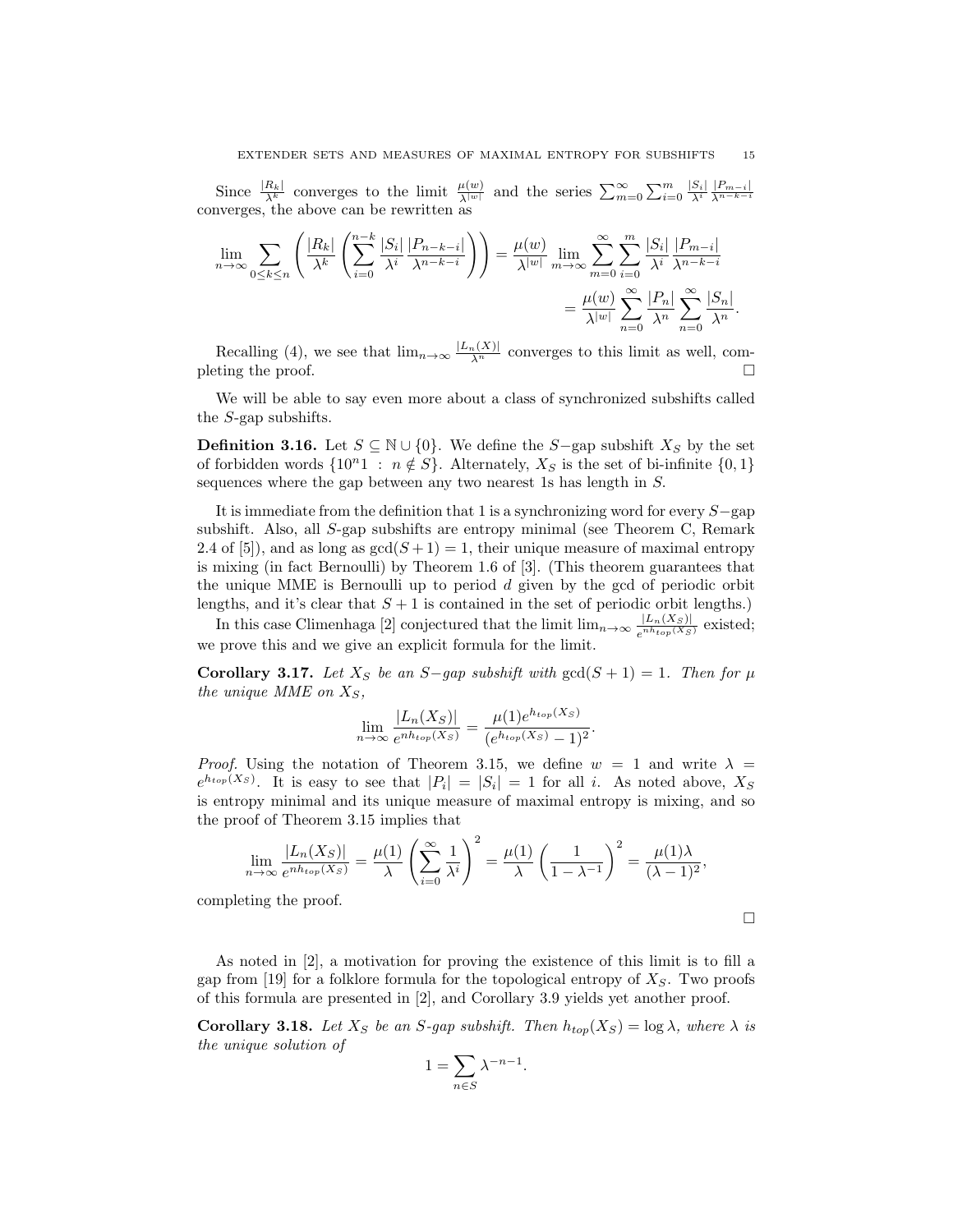Since $\frac{|R_k|}{\lambda^k}$ converges to the limit $\frac{\mu(w)}{\lambda^{|w|}}$ and the series $\sum_{m=0}^{\infty} \sum_{i=0}^{m} \frac{|S_i|}{\lambda^i} \frac{|P_{m-i}|}{\lambda^{n-k-i}}$ converges, the above can be rewritten as

$$\lim_{n\to\infty} \sum_{0\leq k\leq n} \left( \frac{|R_k|}{\lambda^k} \left( \sum_{i=0}^{n-k} \frac{|S_i|}{\lambda^i} \frac{|P_{n-k-i}|}{\lambda^{n-k-i}} \right) \right) = \frac{\mu(w)}{\lambda^{|w|}} \lim_{m\to\infty} \sum_{m=0}^{\infty} \sum_{i=0}^{m} \frac{|S_i|}{\lambda^i} \frac{|P_{m-i}|}{\lambda^{n-k-i}}$$

$$= \frac{\mu(w)}{\lambda^{|w|}} \sum_{n=0}^{\infty} \frac{|P_n|}{\lambda^n} \sum_{n=0}^{\infty} \frac{|S_n|}{\lambda^n}.$$

Recalling (4), we see that $\lim_{n\to\infty} \frac{|L_n(X)|}{\lambda^n}$ converges to this limit as well, completing the proof. $\square$

We will be able to say even more about a class of synchronized subshifts called the $S$-gap subshifts.

**Definition 3.16.** Let $S \subseteq \mathbb{N} \cup \{0\}$. We define the $S-$gap subshift $X_S$ by the set of forbidden words $\{10^n 1 \ : \ n \notin S\}$. Alternately, $X_S$ is the set of bi-infinite $\{0,1\}$ sequences where the gap between any two nearest 1s has length in $S$.

It is immediate from the definition that 1 is a synchronizing word for every $S-$gap subshift. Also, all $S$-gap subshifts are entropy minimal (see Theorem C, Remark 2.4 of [5]), and as long as $\gcd(S+1) = 1$, their unique measure of maximal entropy is mixing (in fact Bernoulli) by Theorem 1.6 of [3]. (This theorem guarantees that the unique MME is Bernoulli up to period $d$ given by the gcd of periodic orbit lengths, and it's clear that $S+1$ is contained in the set of periodic orbit lengths.)

In this case Climenhaga [2] conjectured that the limit $\lim_{n\to\infty} \frac{|L_n(X_S)|}{e^{nh_{top}(X_S)}}$ existed; we prove this and we give an explicit formula for the limit.

**Corollary 3.17.** *Let $X_S$ be an $S-$gap subshift with $\gcd(S+1) = 1$. Then for $\mu$ the unique MME on $X_S$,*

$$\lim_{n\to\infty} \frac{|L_n(X_S)|}{e^{nh_{top}(X_S)}} = \frac{\mu(1)e^{h_{top}(X_S)}}{(e^{h_{top}(X_S)} - 1)^2}.$$

*Proof.* Using the notation of Theorem 3.15, we define $w = 1$ and write $\lambda = e^{h_{top}(X_S)}$. It is easy to see that $|P_i| = |S_i| = 1$ for all $i$. As noted above, $X_S$ is entropy minimal and its unique measure of maximal entropy is mixing, and so the proof of Theorem 3.15 implies that

$$\lim_{n\to\infty} \frac{|L_n(X_S)|}{e^{nh_{top}(X_S)}} = \frac{\mu(1)}{\lambda} \left( \sum_{i=0}^{\infty} \frac{1}{\lambda^i} \right)^2 = \frac{\mu(1)}{\lambda} \left( \frac{1}{1-\lambda^{-1}} \right)^2 = \frac{\mu(1)\lambda}{(\lambda - 1)^2},$$

completing the proof.

$\square$

As noted in [2], a motivation for proving the existence of this limit is to fill a gap from [19] for a folklore formula for the topological entropy of $X_S$. Two proofs of this formula are presented in [2], and Corollary 3.9 yields yet another proof.

**Corollary 3.18.** *Let $X_S$ be an $S$-gap subshift. Then $h_{top}(X_S) = \log \lambda$, where $\lambda$ is the unique solution of*

$$1 = \sum_{n\in S} \lambda^{-n-1}.$$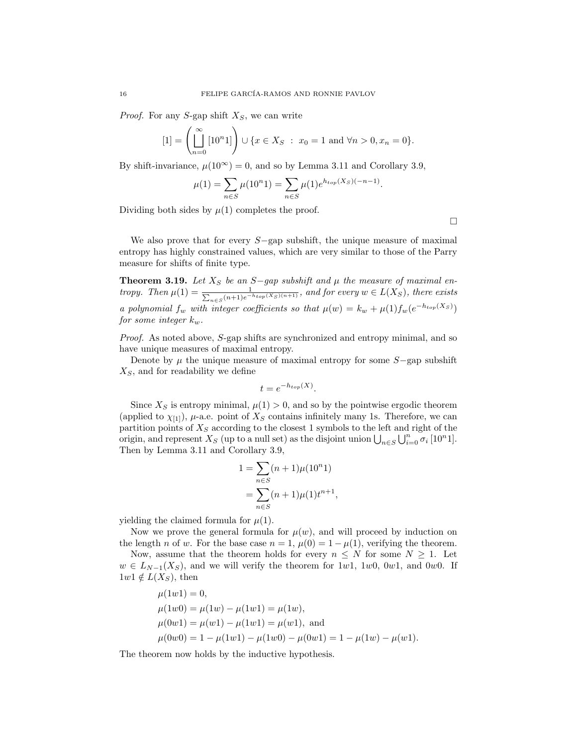*Proof.* For any $S$-gap shift $X_S$, we can write

$$[1] = \left( \bigsqcup_{n=0}^{\infty} [10^n 1] \right) \cup \{x \in X_S \ : \ x_0 = 1 \text{ and } \forall n > 0, x_n = 0\}.$$

By shift-invariance, $\mu(10^\infty) = 0$, and so by Lemma 3.11 and Corollary 3.9,

$$\mu(1) = \sum_{n \in S} \mu(10^n 1) = \sum_{n \in S} \mu(1) e^{h_{top}(X_S)(-n-1)}.$$

Dividing both sides by $\mu(1)$ completes the proof.

∎

We also prove that for every $S-$gap subshift, the unique measure of maximal entropy has highly constrained values, which are very similar to those of the Parry measure for shifts of finite type.

**Theorem 3.19.** *Let $X_S$ be an $S-$gap subshift and $\mu$ the measure of maximal entropy. Then $\mu(1) = \frac{1}{\sum_{n \in S}(n+1)e^{-h_{top}(X_S)(n+1)}}$, and for every $w \in L(X_S)$, there exists a polynomial $f_w$ with integer coefficients so that $\mu(w) = k_w + \mu(1) f_w(e^{-h_{top}(X_S)})$ for some integer $k_w$.*

*Proof.* As noted above, $S$-gap shifts are synchronized and entropy minimal, and so have unique measures of maximal entropy.

Denote by $\mu$ the unique measure of maximal entropy for some $S-$gap subshift $X_S$, and for readability we define

$$t = e^{-h_{top}(X)}.$$

Since $X_S$ is entropy minimal, $\mu(1) > 0$, and so by the pointwise ergodic theorem (applied to $\chi_{[1]}$), $\mu$-a.e. point of $X_S$ contains infinitely many 1s. Therefore, we can partition points of $X_S$ according to the closest 1 symbols to the left and right of the origin, and represent $X_S$ (up to a null set) as the disjoint union $\bigcup_{n \in S} \bigcup_{i=0}^{n} \sigma_i [10^n 1]$. Then by Lemma 3.11 and Corollary 3.9,

$$\begin{aligned} 1 &= \sum_{n \in S} (n+1) \mu(10^n 1) \\ &= \sum_{n \in S} (n+1) \mu(1) t^{n+1}, \end{aligned}$$

yielding the claimed formula for $\mu(1)$.

Now we prove the general formula for $\mu(w)$, and will proceed by induction on the length $n$ of $w$. For the base case $n = 1$, $\mu(0) = 1 - \mu(1)$, verifying the theorem.

Now, assume that the theorem holds for every $n \le N$ for some $N \ge 1$. Let $w \in L_{N-1}(X_S)$, and we will verify the theorem for $1w1$, $1w0$, $0w1$, and $0w0$. If $1w1 \notin L(X_S)$, then

$$\begin{aligned} &\mu(1w1) = 0, \\ &\mu(1w0) = \mu(1w) - \mu(1w1) = \mu(1w), \\ &\mu(0w1) = \mu(w1) - \mu(1w1) = \mu(w1), \text{ and} \\ &\mu(0w0) = 1 - \mu(1w1) - \mu(1w0) - \mu(0w1) = 1 - \mu(1w) - \mu(w1). \end{aligned}$$

The theorem now holds by the inductive hypothesis.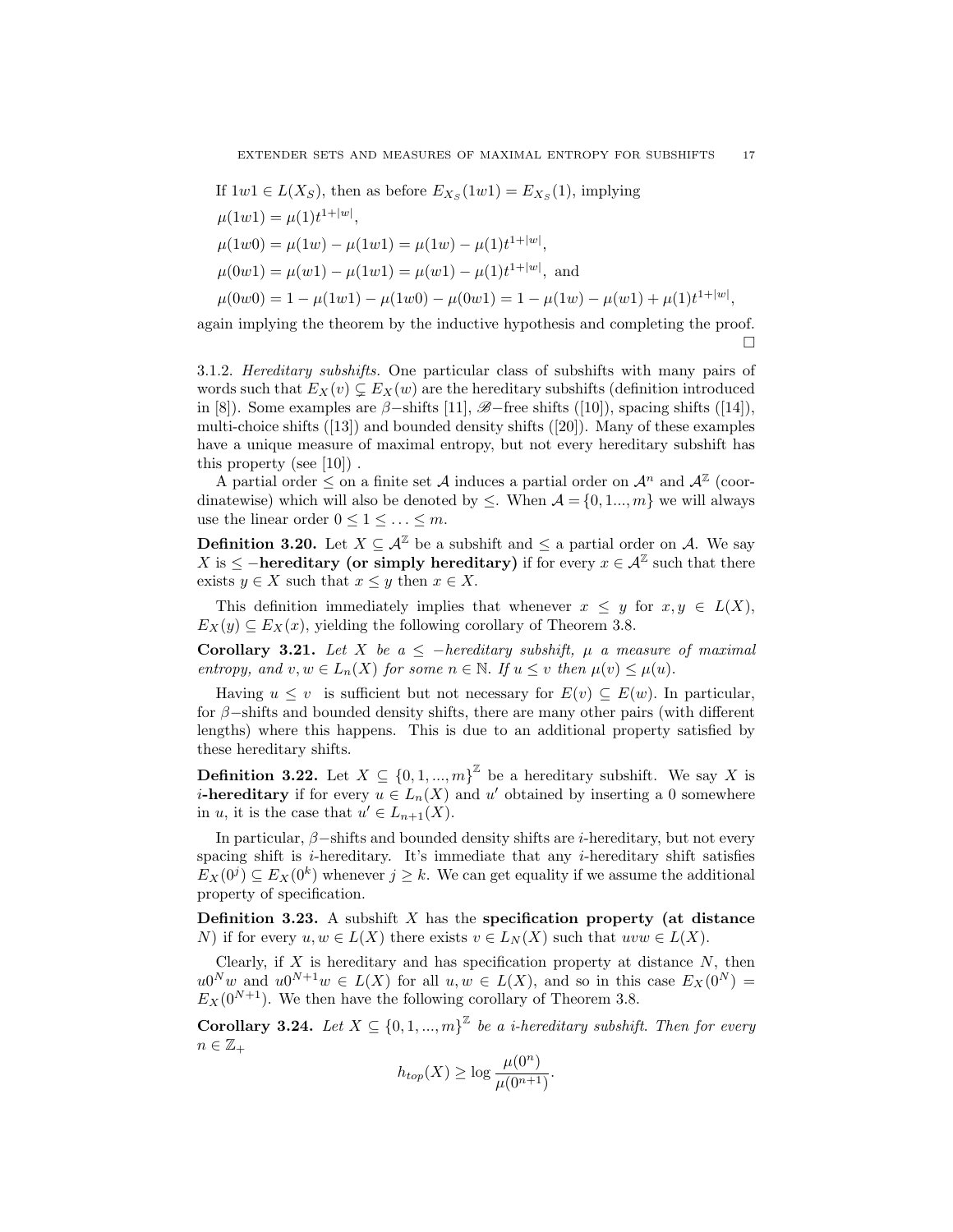If $1w1 \in L(X_S)$, then as before $E_{X_S}(1w1) = E_{X_S}(1)$, implying

$\mu(1w1) = \mu(1)t^{1+|w|}$,

$\mu(1w0) = \mu(1w) - \mu(1w1) = \mu(1w) - \mu(1)t^{1+|w|}$,

$\mu(0w1) = \mu(w1) - \mu(1w1) = \mu(w1) - \mu(1)t^{1+|w|}$, and

$\mu(0w0) = 1 - \mu(1w1) - \mu(1w0) - \mu(0w1) = 1 - \mu(1w) - \mu(w1) + \mu(1)t^{1+|w|}$,

again implying the theorem by the inductive hypothesis and completing the proof. □

3.1.2. *Hereditary subshifts.* One particular class of subshifts with many pairs of words such that $E_X(v) \subsetneq E_X(w)$ are the hereditary subshifts (definition introduced in [8]). Some examples are $\beta$−shifts [11], $\mathscr{B}$−free shifts ([10]), spacing shifts ([14]), multi-choice shifts ([13]) and bounded density shifts ([20]). Many of these examples have a unique measure of maximal entropy, but not every hereditary subshift has this property (see [10]) .

A partial order $\leq$ on a finite set $\mathcal{A}$ induces a partial order on $\mathcal{A}^n$ and $\mathcal{A}^{\mathbb{Z}}$ (coordinatewise) which will also be denoted by $\leq$. When $\mathcal{A} = \{0, 1..., m\}$ we will always use the linear order $0 \leq 1 \leq \ldots \leq m$.

**Definition 3.20.** Let $X \subseteq \mathcal{A}^{\mathbb{Z}}$ be a subshift and $\leq$ a partial order on $\mathcal{A}$. We say $X$ is $\leq$ **−hereditary (or simply hereditary)** if for every $x \in \mathcal{A}^{\mathbb{Z}}$ such that there exists $y \in X$ such that $x \leq y$ then $x \in X$.

This definition immediately implies that whenever $x \leq y$ for $x, y \in L(X)$, $E_X(y) \subseteq E_X(x)$, yielding the following corollary of Theorem 3.8.

**Corollary 3.21.** *Let $X$ be a $\leq$ −hereditary subshift, $\mu$ a measure of maximal entropy, and $v, w \in L_n(X)$ for some $n \in \mathbb{N}$. If $u \leq v$ then $\mu(v) \leq \mu(u)$.*

Having $u \leq v$ is sufficient but not necessary for $E(v) \subseteq E(w)$. In particular, for $\beta$−shifts and bounded density shifts, there are many other pairs (with different lengths) where this happens. This is due to an additional property satisfied by these hereditary shifts.

**Definition 3.22.** Let $X \subseteq \{0, 1, ..., m\}^{\mathbb{Z}}$ be a hereditary subshift. We say $X$ is $i$**-hereditary** if for every $u \in L_n(X)$ and $u'$ obtained by inserting a 0 somewhere in $u$, it is the case that $u' \in L_{n+1}(X)$.

In particular, $\beta$−shifts and bounded density shifts are $i$-hereditary, but not every spacing shift is $i$-hereditary. It's immediate that any $i$-hereditary shift satisfies $E_X(0^j) \subseteq E_X(0^k)$ whenever $j \geq k$. We can get equality if we assume the additional property of specification.

**Definition 3.23.** A subshift $X$ has the **specification property (at distance** $N$**)** if for every $u, w \in L(X)$ there exists $v \in L_N(X)$ such that $uvw \in L(X)$.

Clearly, if $X$ is hereditary and has specification property at distance $N$, then $u0^N w$ and $u0^{N+1}w \in L(X)$ for all $u, w \in L(X)$, and so in this case $E_X(0^N) = E_X(0^{N+1})$. We then have the following corollary of Theorem 3.8.

**Corollary 3.24.** *Let $X \subseteq \{0, 1, ..., m\}^{\mathbb{Z}}$ be a i-hereditary subshift. Then for every $n \in \mathbb{Z}_+$*

$$h_{top}(X) \geq \log \frac{\mu(0^n)}{\mu(0^{n+1})}.$$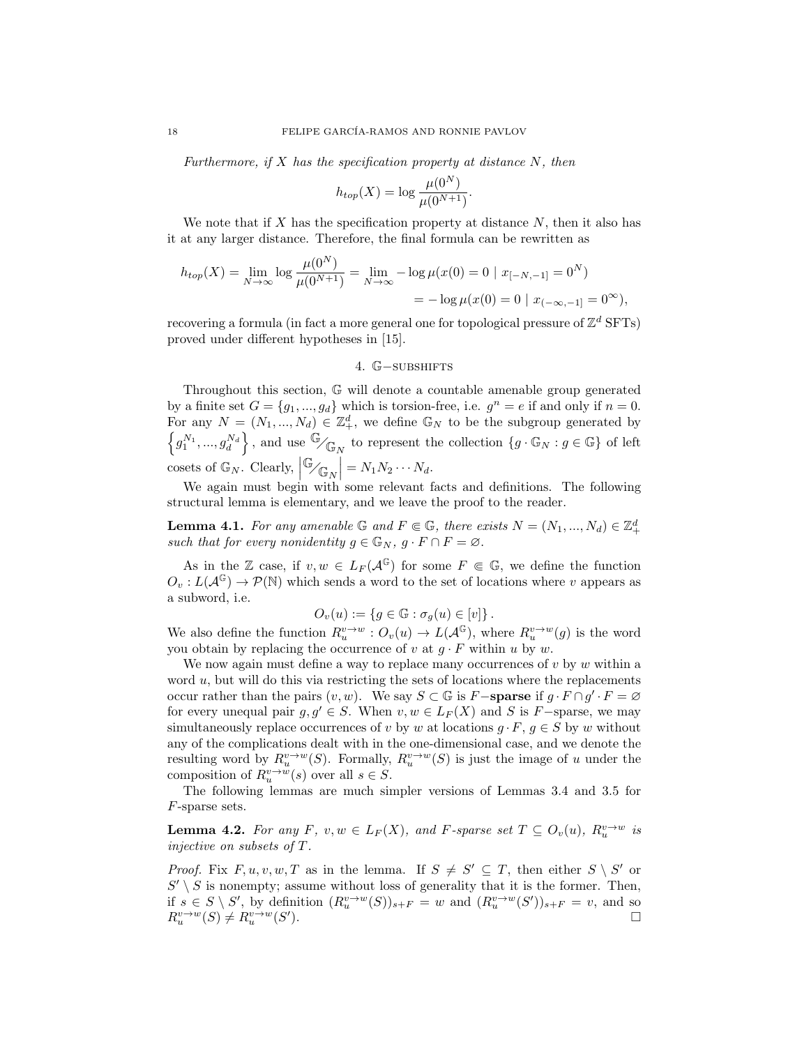*Furthermore, if $X$ has the specification property at distance $N$, then*

$$h_{top}(X) = \log \frac{\mu(0^N)}{\mu(0^{N+1})}.$$

We note that if $X$ has the specification property at distance $N$, then it also has it at any larger distance. Therefore, the final formula can be rewritten as

$$h_{top}(X) = \lim_{N\to\infty} \log \frac{\mu(0^N)}{\mu(0^{N+1})} = \lim_{N\to\infty} -\log \mu(x(0) = 0 \mid x_{[-N,-1]} = 0^N)$$
$$= -\log \mu(x(0) = 0 \mid x_{(-\infty,-1]} = 0^\infty),$$

recovering a formula (in fact a more general one for topological pressure of $\mathbb{Z}^d$ SFTs) proved under different hypotheses in [15].

## 4. $\mathbb{G}$−subshifts

Throughout this section, $\mathbb{G}$ will denote a countable amenable group generated by a finite set $G = \{g_1, ..., g_d\}$ which is torsion-free, i.e. $g^n = e$ if and only if $n = 0$. For any $N = (N_1, ..., N_d) \in \mathbb{Z}_+^d$, we define $\mathbb{G}_N$ to be the subgroup generated by $\left\{g_1^{N_1}, ..., g_d^{N_d}\right\}$, and use ${}^{\mathbb{G}}\!/\!_{\mathbb{G}_N}$ to represent the collection $\{g \cdot \mathbb{G}_N : g \in \mathbb{G}\}$ of left cosets of $\mathbb{G}_N$. Clearly, $\left|{}^{\mathbb{G}}\!/\!_{\mathbb{G}_N}\right| = N_1 N_2 \cdots N_d$.

We again must begin with some relevant facts and definitions. The following structural lemma is elementary, and we leave the proof to the reader.

**Lemma 4.1.** *For any amenable $\mathbb{G}$ and $F \Subset \mathbb{G}$, there exists $N = (N_1, ..., N_d) \in \mathbb{Z}_+^d$ such that for every nonidentity $g \in \mathbb{G}_N$, $g \cdot F \cap F = \varnothing$.*

As in the $\mathbb{Z}$ case, if $v, w \in L_F(\mathcal{A}^{\mathbb{G}})$ for some $F \Subset \mathbb{G}$, we define the function $O_v : L(\mathcal{A}^{\mathbb{G}}) \to \mathcal{P}(\mathbb{N})$ which sends a word to the set of locations where $v$ appears as a subword, i.e.

$$O_v(u) := \{g \in \mathbb{G} : \sigma_g(u) \in [v]\}.$$

We also define the function $R_u^{v\to w} : O_v(u) \to L(\mathcal{A}^{\mathbb{G}})$, where $R_u^{v\to w}(g)$ is the word you obtain by replacing the occurrence of $v$ at $g \cdot F$ within $u$ by $w$.

We now again must define a way to replace many occurrences of $v$ by $w$ within a word $u$, but will do this via restricting the sets of locations where the replacements occur rather than the pairs $(v, w)$. We say $S \subset \mathbb{G}$ is $F$−**sparse** if $g \cdot F \cap g' \cdot F = \varnothing$ for every unequal pair $g, g' \in S$. When $v, w \in L_F(X)$ and $S$ is $F$−sparse, we may simultaneously replace occurrences of $v$ by $w$ at locations $g \cdot F$, $g \in S$ by $w$ without any of the complications dealt with in the one-dimensional case, and we denote the resulting word by $R_u^{v\to w}(S)$. Formally, $R_u^{v\to w}(S)$ is just the image of $u$ under the composition of $R_u^{v\to w}(s)$ over all $s \in S$.

The following lemmas are much simpler versions of Lemmas 3.4 and 3.5 for $F$-sparse sets.

**Lemma 4.2.** *For any $F$, $v, w \in L_F(X)$, and $F$-sparse set $T \subseteq O_v(u)$, $R_u^{v\to w}$ is injective on subsets of $T$.*

*Proof.* Fix $F, u, v, w, T$ as in the lemma. If $S \neq S' \subseteq T$, then either $S \setminus S'$ or $S' \setminus S$ is nonempty; assume without loss of generality that it is the former. Then, if $s \in S \setminus S'$, by definition $(R_u^{v\to w}(S))_{s+F} = w$ and $(R_u^{v\to w}(S'))_{s+F} = v$, and so $R_u^{v\to w}(S) \neq R_u^{v\to w}(S')$. □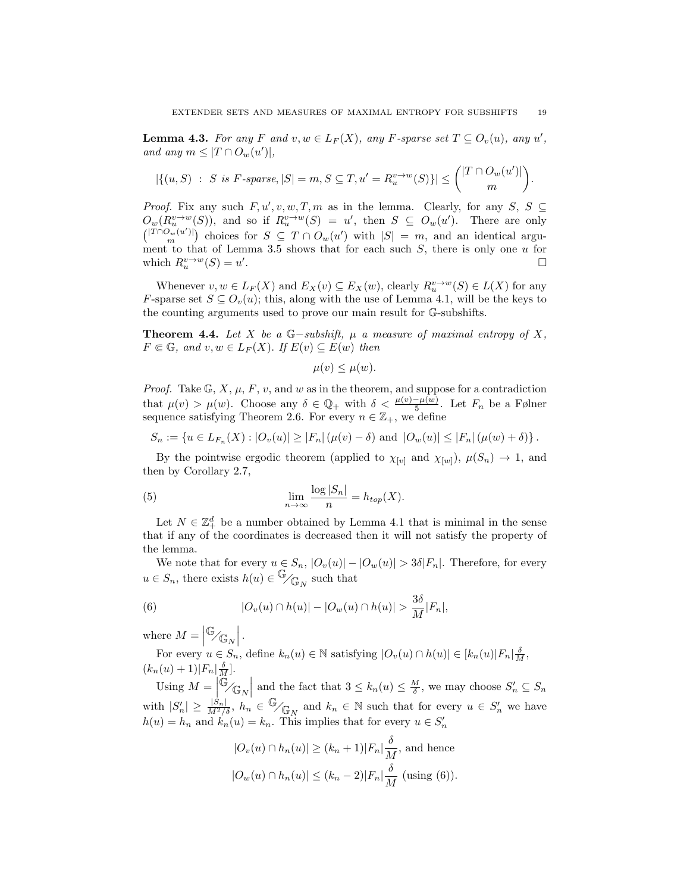**Lemma 4.3.** *For any $F$ and $v, w \in L_F(X)$, any $F$-sparse set $T \subseteq O_v(u)$, any $u'$, and any $m \leq |T \cap O_w(u')|$,*

$$|\{(u, S) \ : \ S \text{ is } F\text{-sparse}, |S| = m, S \subseteq T, u' = R_u^{v \to w}(S)\}| \leq \binom{|T \cap O_w(u')|}{m}.$$

*Proof.* Fix any such $F, u', v, w, T, m$ as in the lemma. Clearly, for any $S$, $S \subseteq O_w(R_u^{v \to w}(S))$, and so if $R_u^{v \to w}(S) = u'$, then $S \subseteq O_w(u')$. There are only $\binom{|T \cap O_w(u')|}{m}$ choices for $S \subseteq T \cap O_w(u')$ with $|S| = m$, and an identical argument to that of Lemma 3.5 shows that for each such $S$, there is only one $u$ for which $R_u^{v \to w}(S) = u'$. $\square$

Whenever $v, w \in L_F(X)$ and $E_X(v) \subseteq E_X(w)$, clearly $R_u^{v \to w}(S) \in L(X)$ for any $F$-sparse set $S \subseteq O_v(u)$; this, along with the use of Lemma 4.1, will be the keys to the counting arguments used to prove our main result for $\mathbb{G}$-subshifts.

**Theorem 4.4.** *Let $X$ be a $\mathbb{G}-$subshift, $\mu$ a measure of maximal entropy of $X$, $F \Subset \mathbb{G}$, and $v, w \in L_F(X)$. If $E(v) \subseteq E(w)$ then*

$$\mu(v) \leq \mu(w).$$

*Proof.* Take $\mathbb{G}$, $X$, $\mu$, $F$, $v$, and $w$ as in the theorem, and suppose for a contradiction that $\mu(v) > \mu(w)$. Choose any $\delta \in \mathbb{Q}_+$ with $\delta < \frac{\mu(v) - \mu(w)}{5}$. Let $F_n$ be a Følner sequence satisfying Theorem 2.6. For every $n \in \mathbb{Z}_+$, we define

$$S_n := \{u \in L_{F_n}(X) : |O_v(u)| \geq |F_n| \, (\mu(v) - \delta) \text{ and } |O_w(u)| \leq |F_n| \, (\mu(w) + \delta)\}.$$

By the pointwise ergodic theorem (applied to $\chi_{[v]}$ and $\chi_{[w]}$), $\mu(S_n) \to 1$, and then by Corollary 2.7,

$$\lim_{n \to \infty} \frac{\log |S_n|}{n} = h_{top}(X). \tag{5}$$

Let $N \in \mathbb{Z}_+^d$ be a number obtained by Lemma 4.1 that is minimal in the sense that if any of the coordinates is decreased then it will not satisfy the property of the lemma.

We note that for every $u \in S_n$, $|O_v(u)| - |O_w(u)| > 3\delta |F_n|$. Therefore, for every $u \in S_n$, there exists $h(u) \in {}^{\mathbb{G}}\!/\!_{\mathbb{G}_N}$ such that

$$|O_v(u) \cap h(u)| - |O_w(u) \cap h(u)| > \frac{3\delta}{M} |F_n|, \tag{6}$$

where $M = \left| {}^{\mathbb{G}}\!/\!_{\mathbb{G}_N} \right|$.

For every $u \in S_n$, define $k_n(u) \in \mathbb{N}$ satisfying $|O_v(u) \cap h(u)| \in [k_n(u) |F_n| \frac{\delta}{M}, (k_n(u) + 1) |F_n| \frac{\delta}{M}]$.

Using $M = \left| {}^{\mathbb{G}}\!/\!_{\mathbb{G}_N} \right|$ and the fact that $3 \leq k_n(u) \leq \frac{M}{\delta}$, we may choose $S'_n \subseteq S_n$ with $|S'_n| \geq \frac{|S_n|}{M^2/\delta}$, $h_n \in {}^{\mathbb{G}}\!/\!_{\mathbb{G}_N}$ and $k_n \in \mathbb{N}$ such that for every $u \in S'_n$ we have $h(u) = h_n$ and $k_n(u) = k_n$. This implies that for every $u \in S'_n$

$$|O_v(u) \cap h_n(u)| \geq (k_n + 1) |F_n| \frac{\delta}{M}, \text{ and hence}$$
$$|O_w(u) \cap h_n(u)| \leq (k_n - 2) |F_n| \frac{\delta}{M} \text{ (using (6))}.$$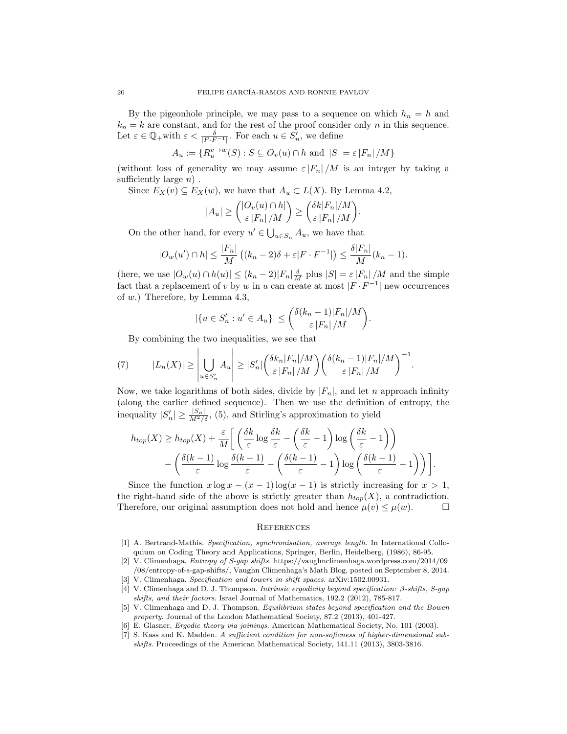By the pigeonhole principle, we may pass to a sequence on which $h_n = h$ and $k_n = k$ are constant, and for the rest of the proof consider only $n$ in this sequence. Let $\varepsilon \in \mathbb{Q}_+$ with $\varepsilon < \frac{\delta}{|F \cdot F^{-1}|}$. For each $u \in S'_n$, we define

$$A_u := \{R_u^{v \to w}(S) : S \subseteq O_v(u) \cap h \text{ and } |S| = \varepsilon |F_n| / M\}$$

(without loss of generality we may assume $\varepsilon |F_n| / M$ is an integer by taking a sufficiently large $n$) .

Since $E_X(v) \subseteq E_X(w)$, we have that $A_u \subset L(X)$. By Lemma 4.2,

$$|A_u| \geq \binom{|O_v(u) \cap h|}{\varepsilon |F_n| / M} \geq \binom{\delta k |F_n| / M}{\varepsilon |F_n| / M}.$$

On the other hand, for every $u' \in \bigcup_{u \in S_n} A_u$, we have that

$$|O_w(u') \cap h| \leq \frac{|F_n|}{M} \left( (k_n - 2)\delta + \varepsilon |F \cdot F^{-1}| \right) \leq \frac{\delta |F_n|}{M} (k_n - 1).$$

(here, we use $|O_w(u) \cap h(u)| \leq (k_n - 2)|F_n| \frac{\delta}{M}$ plus $|S| = \varepsilon |F_n| / M$ and the simple fact that a replacement of $v$ by $w$ in $u$ can create at most $|F \cdot F^{-1}|$ new occurrences of $w$.) Therefore, by Lemma 4.3,

$$|\{u \in S'_n : u' \in A_u\}| \leq \binom{\delta(k_n - 1)|F_n| / M}{\varepsilon |F_n| / M}.$$

By combining the two inequalities, we see that

$$|L_n(X)| \geq \left| \bigcup_{u \in S'_n} A_u \right| \geq |S'_n| \binom{\delta k_n |F_n| / M}{\varepsilon |F_n| / M} \binom{\delta(k_n - 1)|F_n| / M}{\varepsilon |F_n| / M}^{-1}. \tag{7}$$

Now, we take logarithms of both sides, divide by $|F_n|$, and let $n$ approach infinity (along the earlier defined sequence). Then we use the definition of entropy, the inequality $|S'_n| \geq \frac{|S_n|}{M^2/\delta}$, (5), and Stirling's approximation to yield

$$\begin{aligned} h_{top}(X) \geq h_{top}(X) + \frac{\varepsilon}{M} \Bigg[ & \left( \frac{\delta k}{\varepsilon} \log \frac{\delta k}{\varepsilon} - \left( \frac{\delta k}{\varepsilon} - 1 \right) \log \left( \frac{\delta k}{\varepsilon} - 1 \right) \right) \\ & - \left( \frac{\delta(k-1)}{\varepsilon} \log \frac{\delta(k-1)}{\varepsilon} - \left( \frac{\delta(k-1)}{\varepsilon} - 1 \right) \log \left( \frac{\delta(k-1)}{\varepsilon} - 1 \right) \right) \Bigg]. \end{aligned}$$

Since the function $x \log x - (x - 1) \log(x - 1)$ is strictly increasing for $x > 1$, the right-hand side of the above is strictly greater than $h_{top}(X)$, a contradiction. Therefore, our original assumption does not hold and hence $\mu(v) \leq \mu(w)$. □

## References

[1] A. Bertrand-Mathis. *Specification, synchronisation, average length.* In International Colloquium on Coding Theory and Applications, Springer, Berlin, Heidelberg, (1986), 86-95.

[2] V. Climenhaga. *Entropy of S-gap shifts.* https://vaughnclimenhaga.wordpress.com/2014/09/08/entropy-of-s-gap-shifts/, Vaughn Climenhaga's Math Blog, posted on September 8, 2014.

[3] V. Climenhaga. *Specification and towers in shift spaces.* arXiv:1502.00931.

[4] V. Climenhaga and D. J. Thompson. *Intrinsic ergodicity beyond specification: β-shifts, S-gap shifts, and their factors.* Israel Journal of Mathematics, 192.2 (2012), 785-817.

[5] V. Climenhaga and D. J. Thompson. *Equilibrium states beyond specification and the Bowen property.* Journal of the London Mathematical Society, 87.2 (2013), 401-427.

[6] E. Glasner, *Ergodic theory via joinings.* American Mathematical Society, No. 101 (2003).

[7] S. Kass and K. Madden. *A sufficient condition for non-soficness of higher-dimensional subshifts.* Proceedings of the American Mathematical Society, 141.11 (2013), 3803-3816.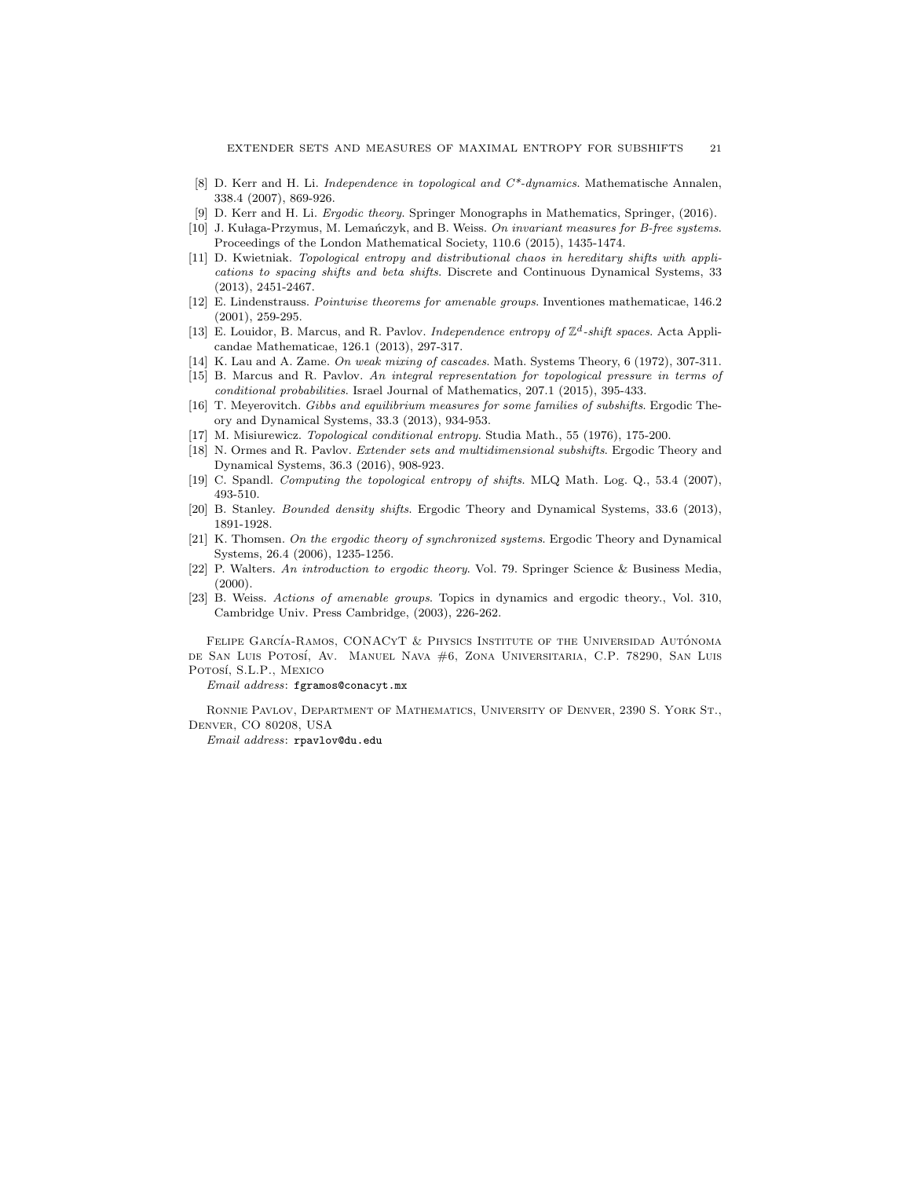[8] D. Kerr and H. Li. *Independence in topological and C\*-dynamics*. Mathematische Annalen, 338.4 (2007), 869-926.

[9] D. Kerr and H. Li. *Ergodic theory*. Springer Monographs in Mathematics, Springer, (2016).

[10] J. Kułaga-Przymus, M. Lemańczyk, and B. Weiss. *On invariant measures for B-free systems*. Proceedings of the London Mathematical Society, 110.6 (2015), 1435-1474.

[11] D. Kwietniak. *Topological entropy and distributional chaos in hereditary shifts with applications to spacing shifts and beta shifts*. Discrete and Continuous Dynamical Systems, 33 (2013), 2451-2467.

[12] E. Lindenstrauss. *Pointwise theorems for amenable groups*. Inventiones mathematicae, 146.2 (2001), 259-295.

[13] E. Louidor, B. Marcus, and R. Pavlov. *Independence entropy of $\mathbb{Z}^d$-shift spaces*. Acta Applicandae Mathematicae, 126.1 (2013), 297-317.

[14] K. Lau and A. Zame. *On weak mixing of cascades*. Math. Systems Theory, 6 (1972), 307-311.

[15] B. Marcus and R. Pavlov. *An integral representation for topological pressure in terms of conditional probabilities*. Israel Journal of Mathematics, 207.1 (2015), 395-433.

[16] T. Meyerovitch. *Gibbs and equilibrium measures for some families of subshifts*. Ergodic Theory and Dynamical Systems, 33.3 (2013), 934-953.

[17] M. Misiurewicz. *Topological conditional entropy*. Studia Math., 55 (1976), 175-200.

[18] N. Ormes and R. Pavlov. *Extender sets and multidimensional subshifts*. Ergodic Theory and Dynamical Systems, 36.3 (2016), 908-923.

[19] C. Spandl. *Computing the topological entropy of shifts*. MLQ Math. Log. Q., 53.4 (2007), 493-510.

[20] B. Stanley. *Bounded density shifts*. Ergodic Theory and Dynamical Systems, 33.6 (2013), 1891-1928.

[21] K. Thomsen. *On the ergodic theory of synchronized systems*. Ergodic Theory and Dynamical Systems, 26.4 (2006), 1235-1256.

[22] P. Walters. *An introduction to ergodic theory*. Vol. 79. Springer Science & Business Media, (2000).

[23] B. Weiss. *Actions of amenable groups*. Topics in dynamics and ergodic theory., Vol. 310, Cambridge Univ. Press Cambridge, (2003), 226-262.

Felipe García-Ramos, CONACyT & Physics Institute of the Universidad Autónoma de San Luis Potosí, Av. Manuel Nava #6, Zona Universitaria, C.P. 78290, San Luis Potosí, S.L.P., Mexico

*Email address*: fgramos@conacyt.mx

Ronnie Pavlov, Department of Mathematics, University of Denver, 2390 S. York St., Denver, CO 80208, USA

*Email address*: rpavlov@du.edu